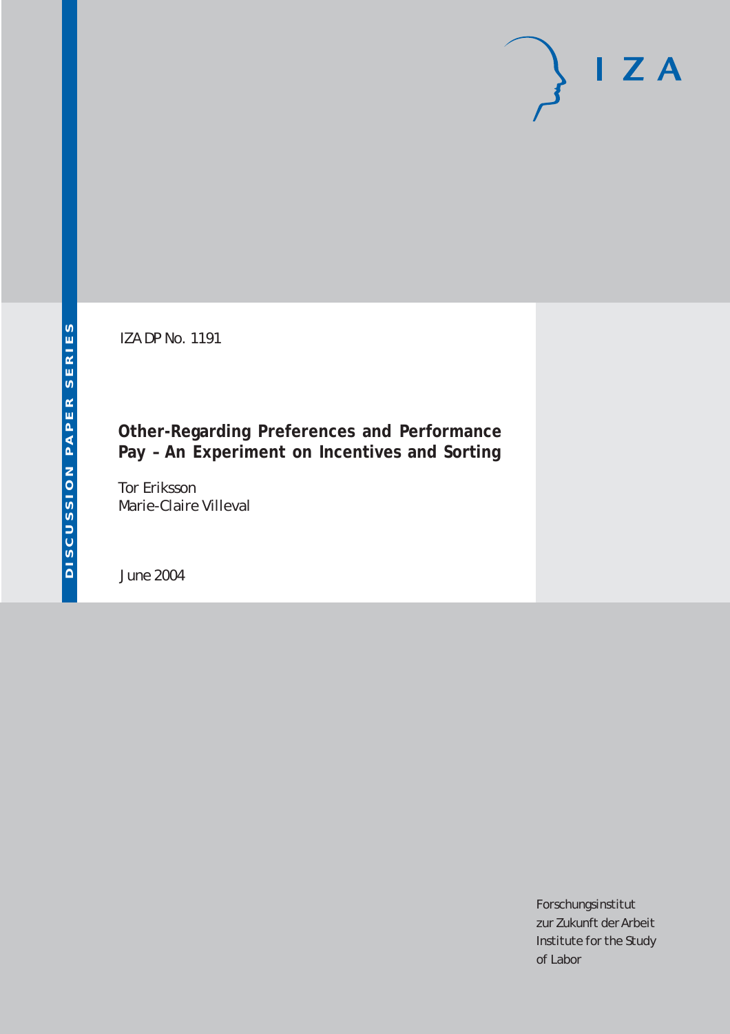IZA DP No. 1191

# Other-Regarding Preferences and Performance Pay – An Experiment on Incentives and Sorting

Tor Eriksson
Marie-Claire Villeval

June 2004

Forschungsinstitut
zur Zukunft der Arbeit
Institute for the Study
of Labor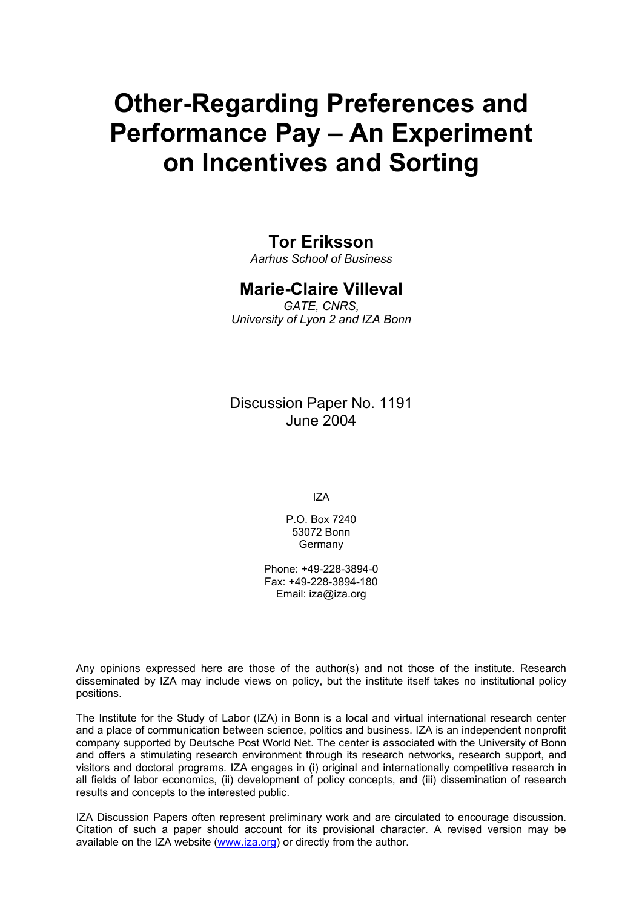# Other-Regarding Preferences and Performance Pay – An Experiment on Incentives and Sorting

**Tor Eriksson**
*Aarhus School of Business*

**Marie-Claire Villeval**
*GATE, CNRS, University of Lyon 2 and IZA Bonn*

Discussion Paper No. 1191
June 2004

IZA

P.O. Box 7240
53072 Bonn
Germany

Phone: +49-228-3894-0
Fax: +49-228-3894-180
Email: iza@iza.org

Any opinions expressed here are those of the author(s) and not those of the institute. Research disseminated by IZA may include views on policy, but the institute itself takes no institutional policy positions.

The Institute for the Study of Labor (IZA) in Bonn is a local and virtual international research center and a place of communication between science, politics and business. IZA is an independent nonprofit company supported by Deutsche Post World Net. The center is associated with the University of Bonn and offers a stimulating research environment through its research networks, research support, and visitors and doctoral programs. IZA engages in (i) original and internationally competitive research in all fields of labor economics, (ii) development of policy concepts, and (iii) dissemination of research results and concepts to the interested public.

IZA Discussion Papers often represent preliminary work and are circulated to encourage discussion. Citation of such a paper should account for its provisional character. A revised version may be available on the IZA website (www.iza.org) or directly from the author.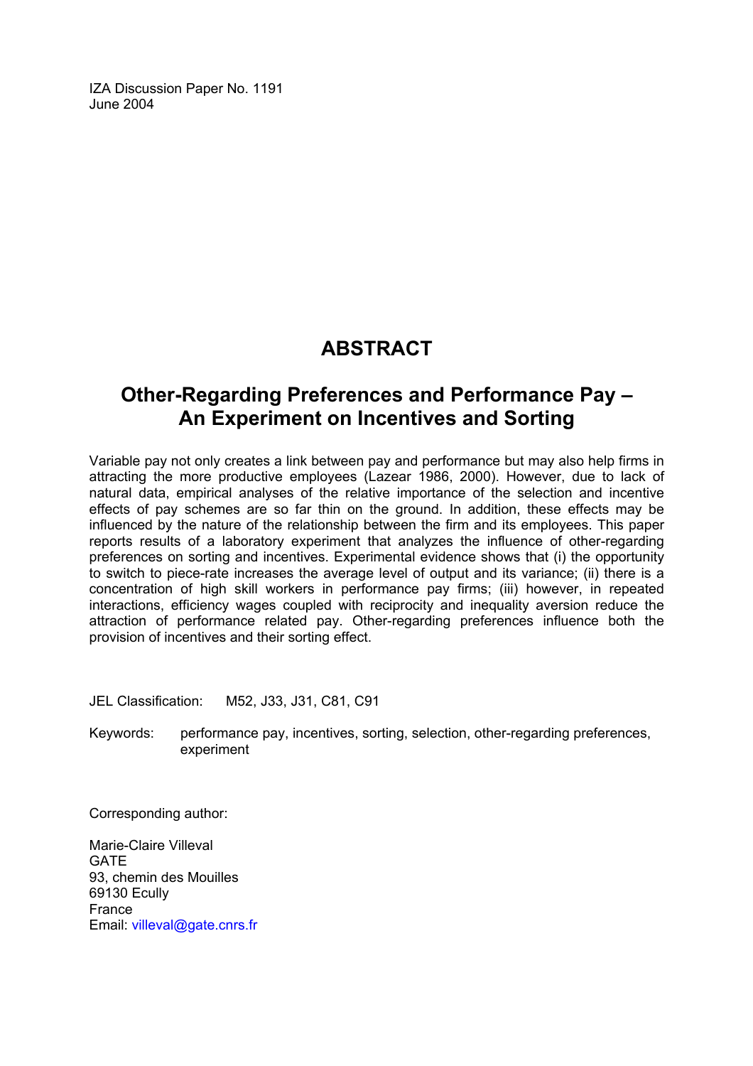IZA Discussion Paper No. 1191
June 2004

# ABSTRACT

## Other-Regarding Preferences and Performance Pay – An Experiment on Incentives and Sorting

Variable pay not only creates a link between pay and performance but may also help firms in attracting the more productive employees (Lazear 1986, 2000). However, due to lack of natural data, empirical analyses of the relative importance of the selection and incentive effects of pay schemes are so far thin on the ground. In addition, these effects may be influenced by the nature of the relationship between the firm and its employees. This paper reports results of a laboratory experiment that analyzes the influence of other-regarding preferences on sorting and incentives. Experimental evidence shows that (i) the opportunity to switch to piece-rate increases the average level of output and its variance; (ii) there is a concentration of high skill workers in performance pay firms; (iii) however, in repeated interactions, efficiency wages coupled with reciprocity and inequality aversion reduce the attraction of performance related pay. Other-regarding preferences influence both the provision of incentives and their sorting effect.

JEL Classification: M52, J33, J31, C81, C91

Keywords: performance pay, incentives, sorting, selection, other-regarding preferences, experiment

Corresponding author:

Marie-Claire Villeval
GATE
93, chemin des Mouilles
69130 Ecully
France
Email: villeval@gate.cnrs.fr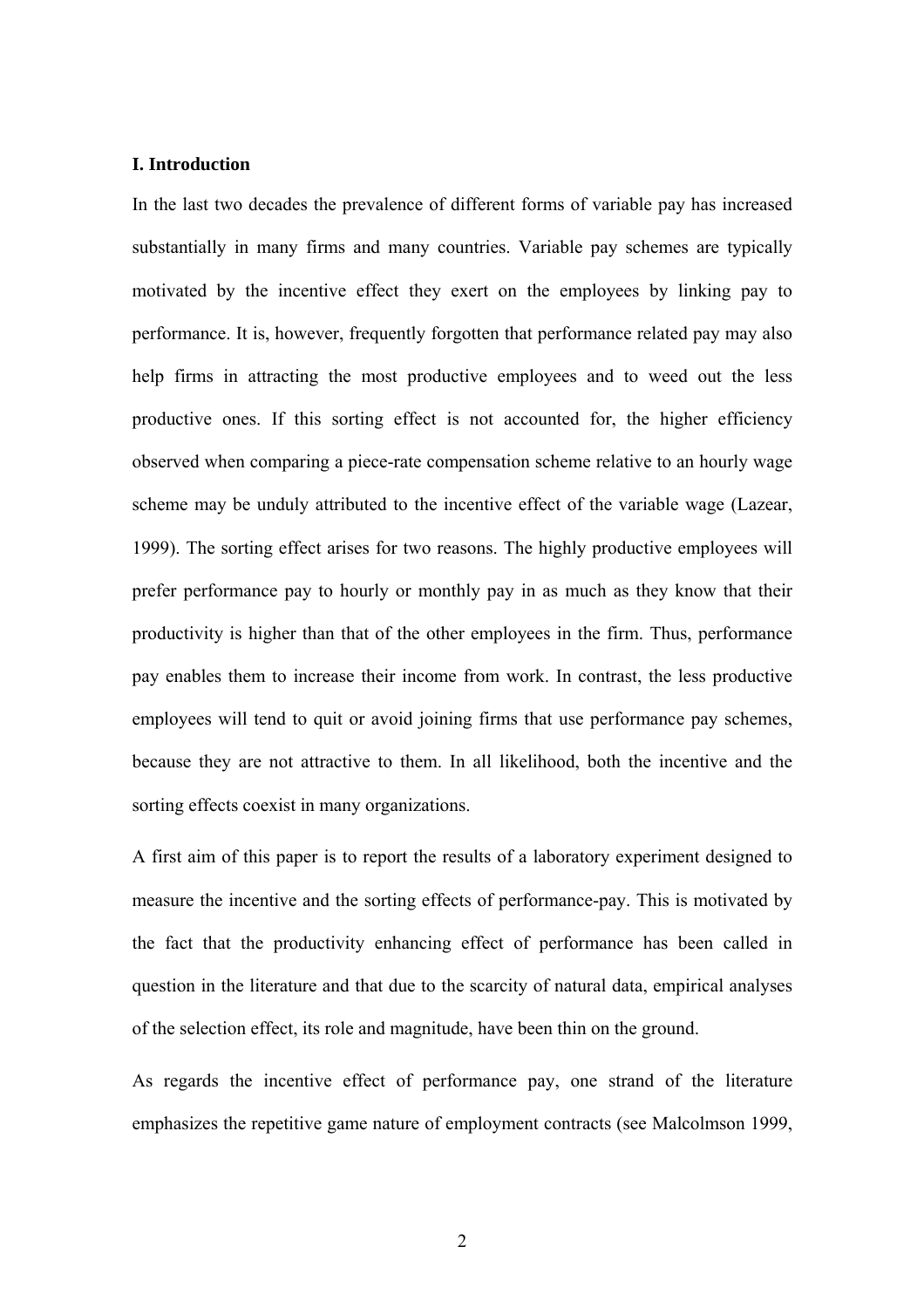## I. Introduction

In the last two decades the prevalence of different forms of variable pay has increased substantially in many firms and many countries. Variable pay schemes are typically motivated by the incentive effect they exert on the employees by linking pay to performance. It is, however, frequently forgotten that performance related pay may also help firms in attracting the most productive employees and to weed out the less productive ones. If this sorting effect is not accounted for, the higher efficiency observed when comparing a piece-rate compensation scheme relative to an hourly wage scheme may be unduly attributed to the incentive effect of the variable wage (Lazear, 1999). The sorting effect arises for two reasons. The highly productive employees will prefer performance pay to hourly or monthly pay in as much as they know that their productivity is higher than that of the other employees in the firm. Thus, performance pay enables them to increase their income from work. In contrast, the less productive employees will tend to quit or avoid joining firms that use performance pay schemes, because they are not attractive to them. In all likelihood, both the incentive and the sorting effects coexist in many organizations.

A first aim of this paper is to report the results of a laboratory experiment designed to measure the incentive and the sorting effects of performance-pay. This is motivated by the fact that the productivity enhancing effect of performance has been called in question in the literature and that due to the scarcity of natural data, empirical analyses of the selection effect, its role and magnitude, have been thin on the ground.

As regards the incentive effect of performance pay, one strand of the literature emphasizes the repetitive game nature of employment contracts (see Malcolmson 1999,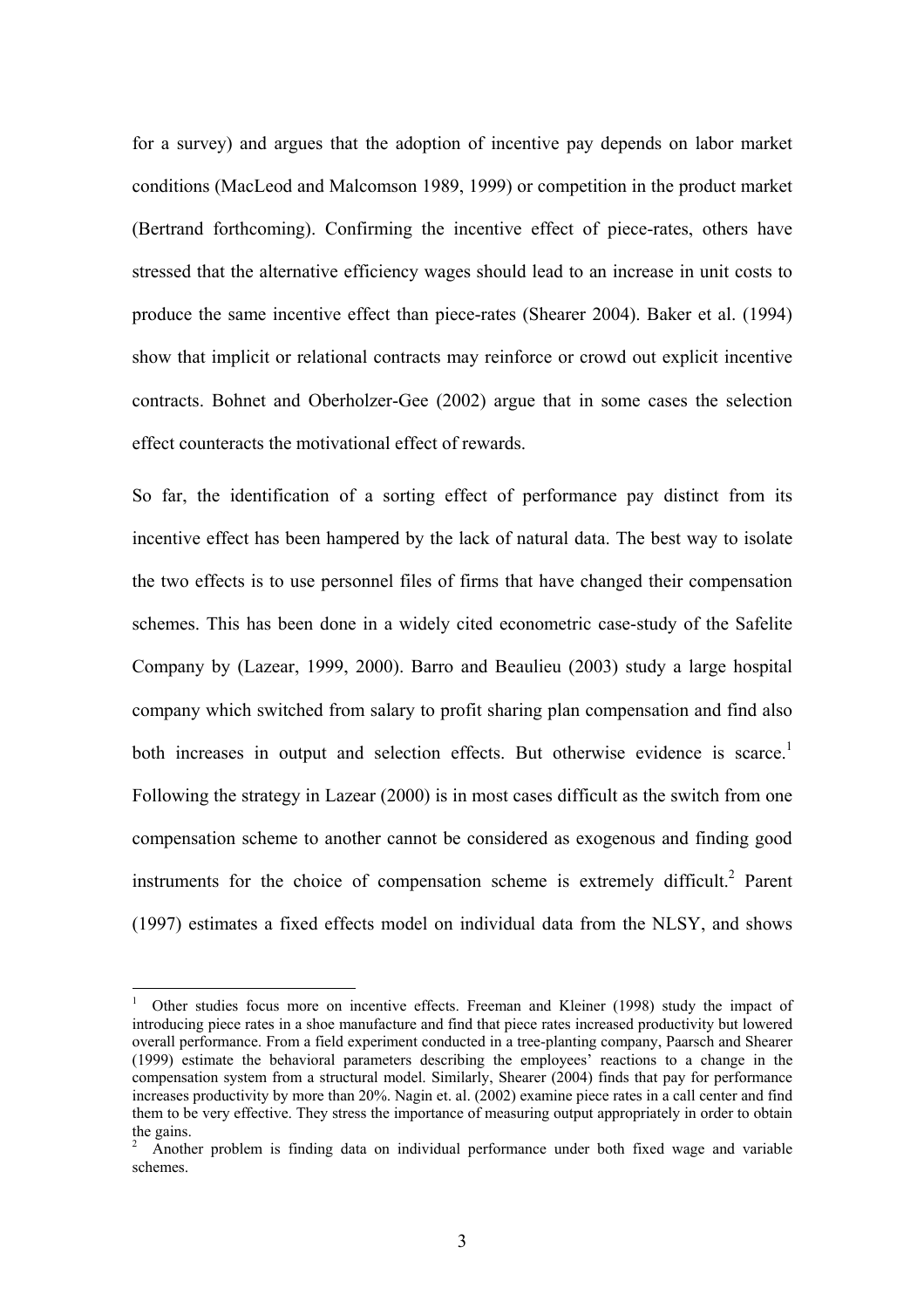for a survey) and argues that the adoption of incentive pay depends on labor market conditions (MacLeod and Malcomson 1989, 1999) or competition in the product market (Bertrand forthcoming). Confirming the incentive effect of piece-rates, others have stressed that the alternative efficiency wages should lead to an increase in unit costs to produce the same incentive effect than piece-rates (Shearer 2004). Baker et al. (1994) show that implicit or relational contracts may reinforce or crowd out explicit incentive contracts. Bohnet and Oberholzer-Gee (2002) argue that in some cases the selection effect counteracts the motivational effect of rewards.

So far, the identification of a sorting effect of performance pay distinct from its incentive effect has been hampered by the lack of natural data. The best way to isolate the two effects is to use personnel files of firms that have changed their compensation schemes. This has been done in a widely cited econometric case-study of the Safelite Company by (Lazear, 1999, 2000). Barro and Beaulieu (2003) study a large hospital company which switched from salary to profit sharing plan compensation and find also both increases in output and selection effects. But otherwise evidence is scarce.[1] Following the strategy in Lazear (2000) is in most cases difficult as the switch from one compensation scheme to another cannot be considered as exogenous and finding good instruments for the choice of compensation scheme is extremely difficult.[2] Parent (1997) estimates a fixed effects model on individual data from the NLSY, and shows

---

[1] Other studies focus more on incentive effects. Freeman and Kleiner (1998) study the impact of introducing piece rates in a shoe manufacture and find that piece rates increased productivity but lowered overall performance. From a field experiment conducted in a tree-planting company, Paarsch and Shearer (1999) estimate the behavioral parameters describing the employees' reactions to a change in the compensation system from a structural model. Similarly, Shearer (2004) finds that pay for performance increases productivity by more than 20%. Nagin et. al. (2002) examine piece rates in a call center and find them to be very effective. They stress the importance of measuring output appropriately in order to obtain the gains.

[2] Another problem is finding data on individual performance under both fixed wage and variable schemes.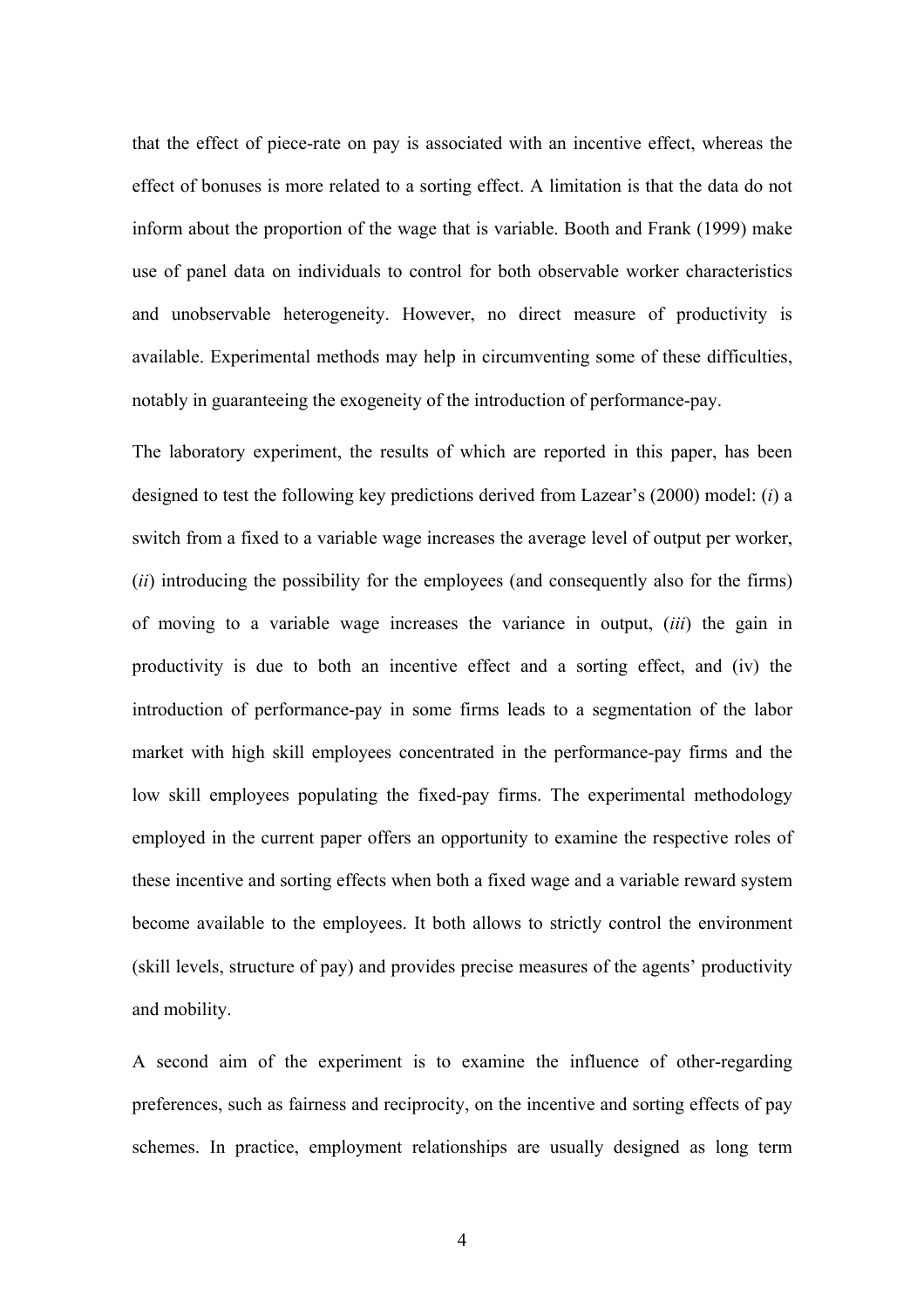that the effect of piece-rate on pay is associated with an incentive effect, whereas the effect of bonuses is more related to a sorting effect. A limitation is that the data do not inform about the proportion of the wage that is variable. Booth and Frank (1999) make use of panel data on individuals to control for both observable worker characteristics and unobservable heterogeneity. However, no direct measure of productivity is available. Experimental methods may help in circumventing some of these difficulties, notably in guaranteeing the exogeneity of the introduction of performance-pay.

The laboratory experiment, the results of which are reported in this paper, has been designed to test the following key predictions derived from Lazear's (2000) model: (*i*) a switch from a fixed to a variable wage increases the average level of output per worker, (*ii*) introducing the possibility for the employees (and consequently also for the firms) of moving to a variable wage increases the variance in output, (*iii*) the gain in productivity is due to both an incentive effect and a sorting effect, and (iv) the introduction of performance-pay in some firms leads to a segmentation of the labor market with high skill employees concentrated in the performance-pay firms and the low skill employees populating the fixed-pay firms. The experimental methodology employed in the current paper offers an opportunity to examine the respective roles of these incentive and sorting effects when both a fixed wage and a variable reward system become available to the employees. It both allows to strictly control the environment (skill levels, structure of pay) and provides precise measures of the agents' productivity and mobility.

A second aim of the experiment is to examine the influence of other-regarding preferences, such as fairness and reciprocity, on the incentive and sorting effects of pay schemes. In practice, employment relationships are usually designed as long term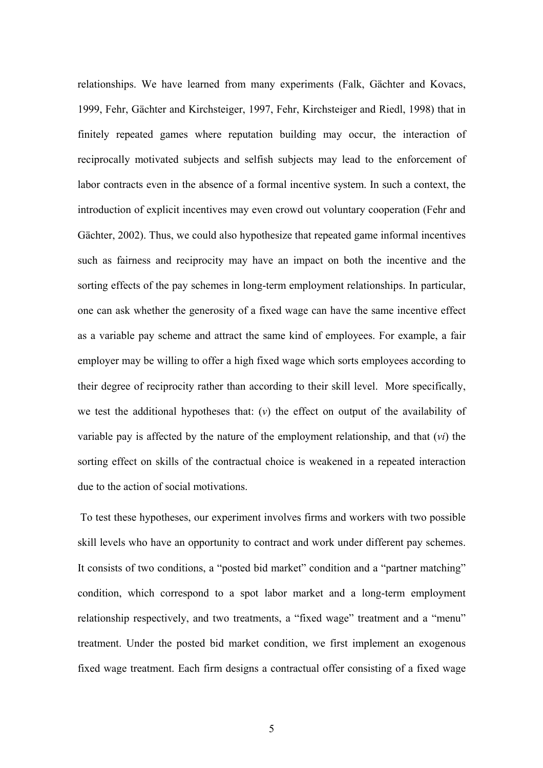relationships. We have learned from many experiments (Falk, Gächter and Kovacs, 1999, Fehr, Gächter and Kirchsteiger, 1997, Fehr, Kirchsteiger and Riedl, 1998) that in finitely repeated games where reputation building may occur, the interaction of reciprocally motivated subjects and selfish subjects may lead to the enforcement of labor contracts even in the absence of a formal incentive system. In such a context, the introduction of explicit incentives may even crowd out voluntary cooperation (Fehr and Gächter, 2002). Thus, we could also hypothesize that repeated game informal incentives such as fairness and reciprocity may have an impact on both the incentive and the sorting effects of the pay schemes in long-term employment relationships. In particular, one can ask whether the generosity of a fixed wage can have the same incentive effect as a variable pay scheme and attract the same kind of employees. For example, a fair employer may be willing to offer a high fixed wage which sorts employees according to their degree of reciprocity rather than according to their skill level. More specifically, we test the additional hypotheses that: (*v*) the effect on output of the availability of variable pay is affected by the nature of the employment relationship, and that (*vi*) the sorting effect on skills of the contractual choice is weakened in a repeated interaction due to the action of social motivations.

To test these hypotheses, our experiment involves firms and workers with two possible skill levels who have an opportunity to contract and work under different pay schemes. It consists of two conditions, a "posted bid market" condition and a "partner matching" condition, which correspond to a spot labor market and a long-term employment relationship respectively, and two treatments, a "fixed wage" treatment and a "menu" treatment. Under the posted bid market condition, we first implement an exogenous fixed wage treatment. Each firm designs a contractual offer consisting of a fixed wage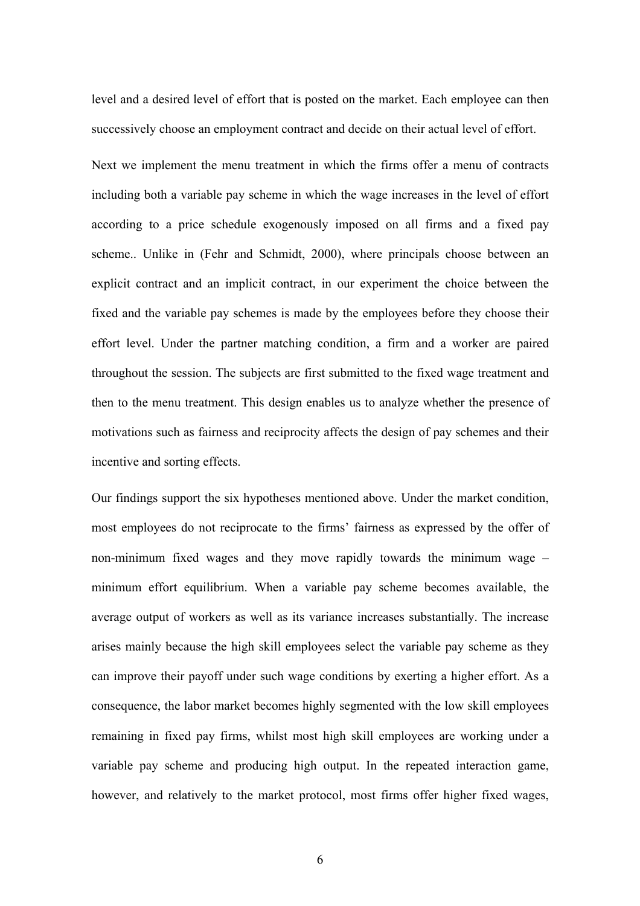level and a desired level of effort that is posted on the market. Each employee can then successively choose an employment contract and decide on their actual level of effort.

Next we implement the menu treatment in which the firms offer a menu of contracts including both a variable pay scheme in which the wage increases in the level of effort according to a price schedule exogenously imposed on all firms and a fixed pay scheme.. Unlike in (Fehr and Schmidt, 2000), where principals choose between an explicit contract and an implicit contract, in our experiment the choice between the fixed and the variable pay schemes is made by the employees before they choose their effort level. Under the partner matching condition, a firm and a worker are paired throughout the session. The subjects are first submitted to the fixed wage treatment and then to the menu treatment. This design enables us to analyze whether the presence of motivations such as fairness and reciprocity affects the design of pay schemes and their incentive and sorting effects.

Our findings support the six hypotheses mentioned above. Under the market condition, most employees do not reciprocate to the firms' fairness as expressed by the offer of non-minimum fixed wages and they move rapidly towards the minimum wage – minimum effort equilibrium. When a variable pay scheme becomes available, the average output of workers as well as its variance increases substantially. The increase arises mainly because the high skill employees select the variable pay scheme as they can improve their payoff under such wage conditions by exerting a higher effort. As a consequence, the labor market becomes highly segmented with the low skill employees remaining in fixed pay firms, whilst most high skill employees are working under a variable pay scheme and producing high output. In the repeated interaction game, however, and relatively to the market protocol, most firms offer higher fixed wages,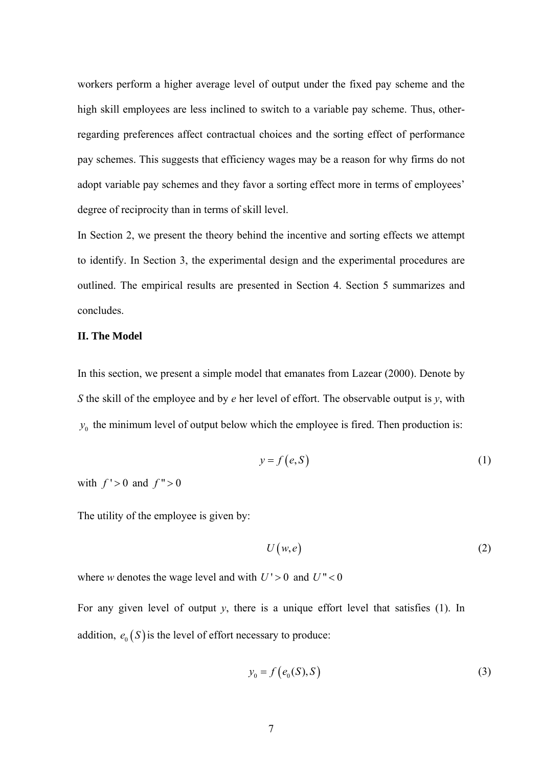workers perform a higher average level of output under the fixed pay scheme and the high skill employees are less inclined to switch to a variable pay scheme. Thus, other-regarding preferences affect contractual choices and the sorting effect of performance pay schemes. This suggests that efficiency wages may be a reason for why firms do not adopt variable pay schemes and they favor a sorting effect more in terms of employees' degree of reciprocity than in terms of skill level.

In Section 2, we present the theory behind the incentive and sorting effects we attempt to identify. In Section 3, the experimental design and the experimental procedures are outlined. The empirical results are presented in Section 4. Section 5 summarizes and concludes.

## II. The Model

In this section, we present a simple model that emanates from Lazear (2000). Denote by *S* the skill of the employee and by *e* her level of effort. The observable output is *y*, with $y_0$ the minimum level of output below which the employee is fired. Then production is:

$$y = f\left(e, S\right) \tag{1}$$

with $f' > 0$ and $f'' > 0$

The utility of the employee is given by:

$$U\left(w, e\right) \tag{2}$$

where *w* denotes the wage level and with $U' > 0$ and $U'' < 0$

For any given level of output *y*, there is a unique effort level that satisfies (1). In addition, $e_0\left(S\right)$ is the level of effort necessary to produce:

$$y_0 = f\left(e_0(S), S\right) \tag{3}$$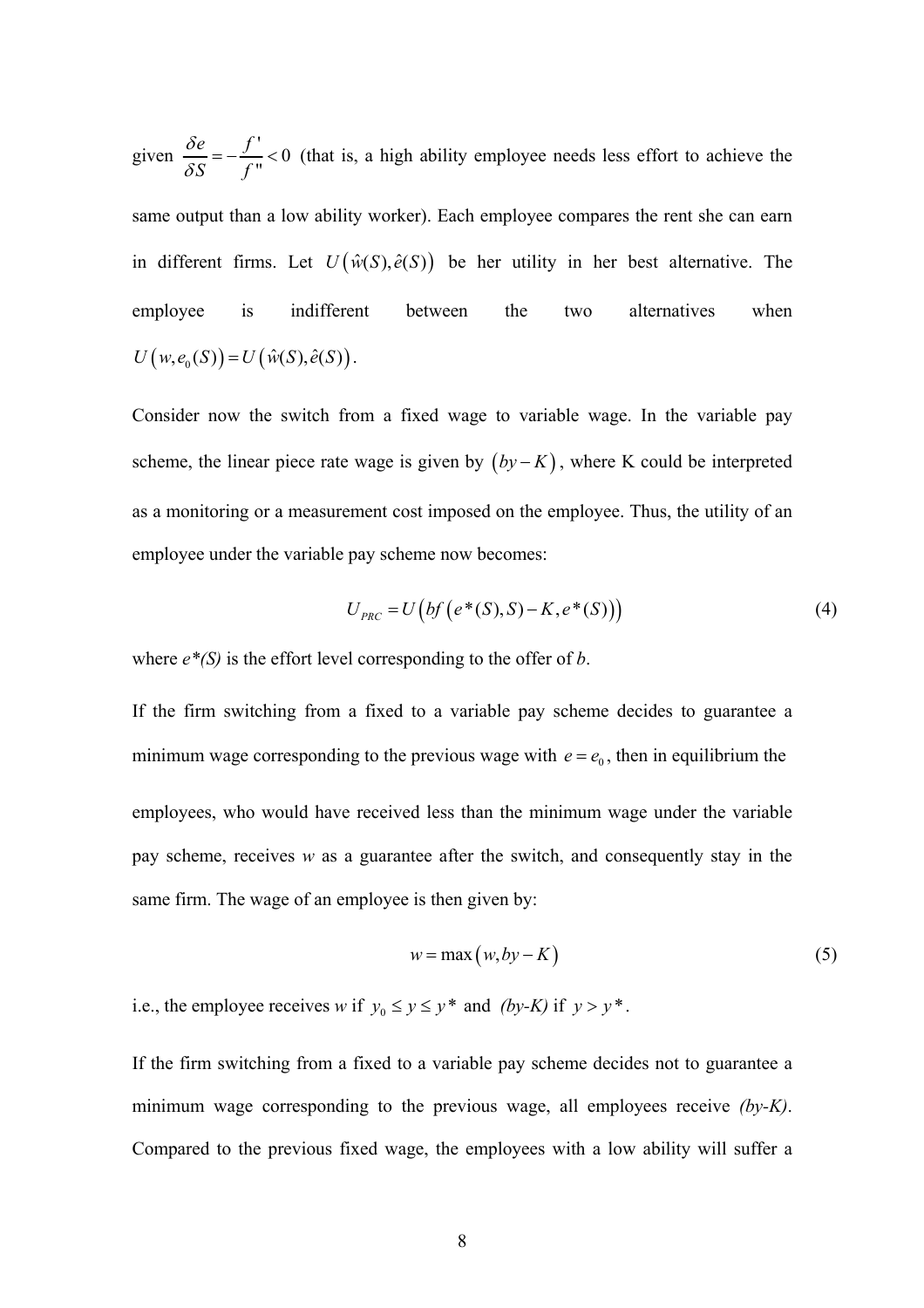given $\frac{\delta e}{\delta S} = -\frac{f'}{f''} < 0$ (that is, a high ability employee needs less effort to achieve the same output than a low ability worker). Each employee compares the rent she can earn in different firms. Let $U\left(\hat{w}(S), \hat{e}(S)\right)$ be her utility in her best alternative. The employee is indifferent between the two alternatives when $U\left(w, e_0(S)\right) = U\left(\hat{w}(S), \hat{e}(S)\right)$.

Consider now the switch from a fixed wage to variable wage. In the variable pay scheme, the linear piece rate wage is given by $\left(by - K\right)$, where K could be interpreted as a monitoring or a measurement cost imposed on the employee. Thus, the utility of an employee under the variable pay scheme now becomes:

$$U_{PRC} = U\left(bf\left(e^*(S), S\right) - K, e^*(S)\right)\right) \tag{4}$$

where $e^*(S)$ is the effort level corresponding to the offer of $b$.

If the firm switching from a fixed to a variable pay scheme decides to guarantee a minimum wage corresponding to the previous wage with $e = e_0$, then in equilibrium the employees, who would have received less than the minimum wage under the variable pay scheme, receives $w$ as a guarantee after the switch, and consequently stay in the same firm. The wage of an employee is then given by:

$$w = \max\left(w, by - K\right) \tag{5}$$

i.e., the employee receives $w$ if $y_0 \leq y \leq y^*$ and $(by\text{-}K)$ if $y > y^*$.

If the firm switching from a fixed to a variable pay scheme decides not to guarantee a minimum wage corresponding to the previous wage, all employees receive $(by\text{-}K)$. Compared to the previous fixed wage, the employees with a low ability will suffer a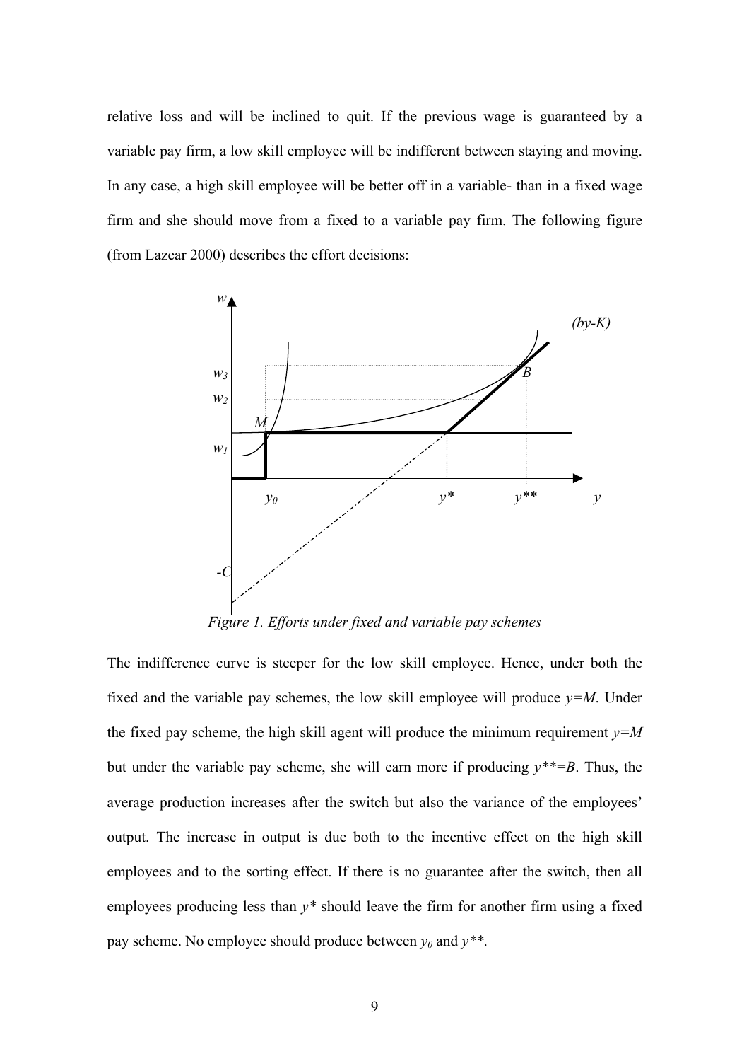relative loss and will be inclined to quit. If the previous wage is guaranteed by a variable pay firm, a low skill employee will be indifferent between staying and moving. In any case, a high skill employee will be better off in a variable- than in a fixed wage firm and she should move from a fixed to a variable pay firm. The following figure (from Lazear 2000) describes the effort decisions:

*Figure 1. Efforts under fixed and variable pay schemes*

The indifference curve is steeper for the low skill employee. Hence, under both the fixed and the variable pay schemes, the low skill employee will produce $y=M$. Under the fixed pay scheme, the high skill agent will produce the minimum requirement $y=M$ but under the variable pay scheme, she will earn more if producing $y^{**}=B$. Thus, the average production increases after the switch but also the variance of the employees' output. The increase in output is due both to the incentive effect on the high skill employees and to the sorting effect. If there is no guarantee after the switch, then all employees producing less than $y^*$ should leave the firm for another firm using a fixed pay scheme. No employee should produce between $y_0$ and $y^{**}$.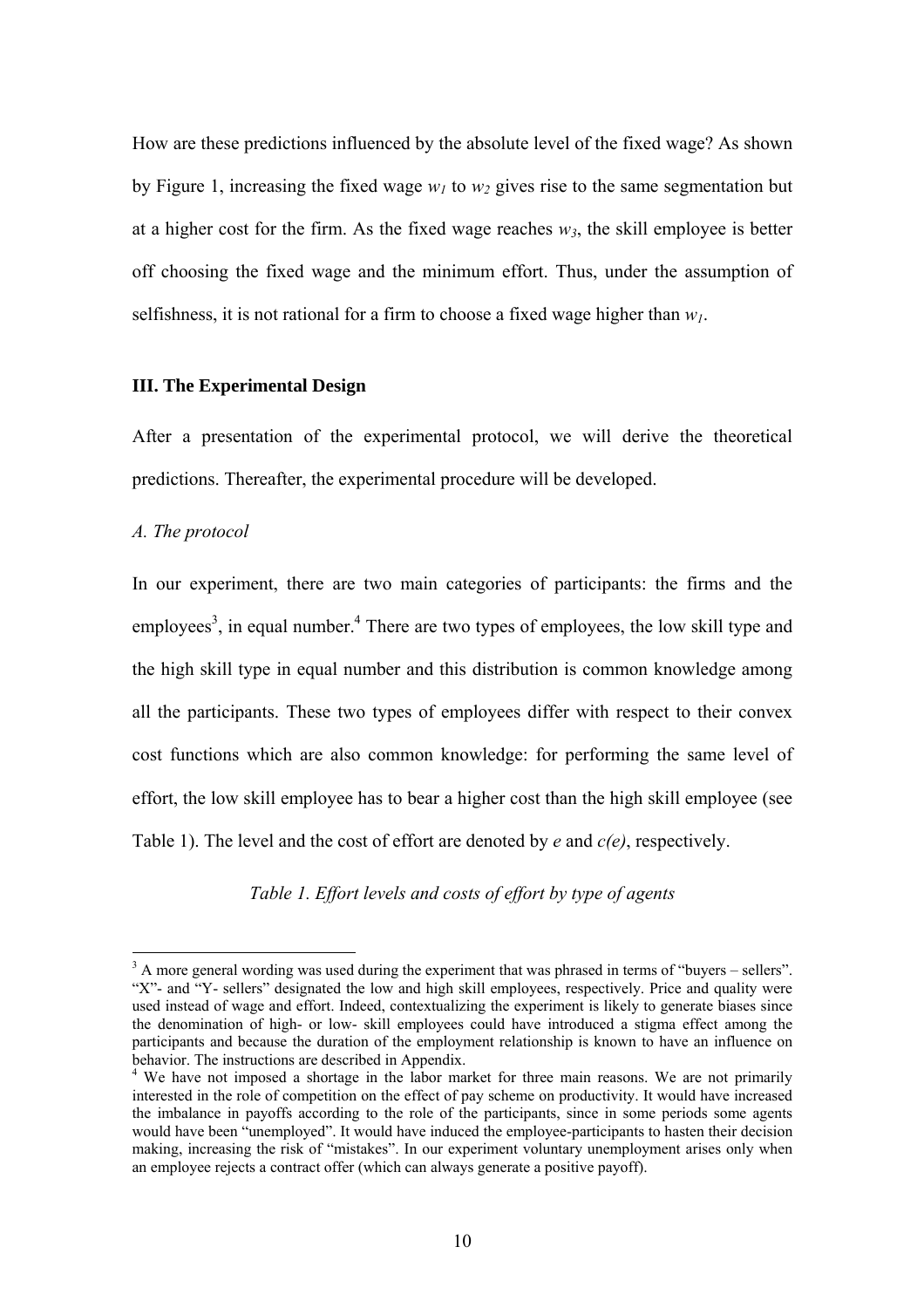How are these predictions influenced by the absolute level of the fixed wage? As shown by Figure 1, increasing the fixed wage $w_1$ to $w_2$ gives rise to the same segmentation but at a higher cost for the firm. As the fixed wage reaches $w_3$, the skill employee is better off choosing the fixed wage and the minimum effort. Thus, under the assumption of selfishness, it is not rational for a firm to choose a fixed wage higher than $w_1$.

### III. The Experimental Design

After a presentation of the experimental protocol, we will derive the theoretical predictions. Thereafter, the experimental procedure will be developed.

#### *A. The protocol*

In our experiment, there are two main categories of participants: the firms and the employees[3], in equal number.[4] There are two types of employees, the low skill type and the high skill type in equal number and this distribution is common knowledge among all the participants. These two types of employees differ with respect to their convex cost functions which are also common knowledge: for performing the same level of effort, the low skill employee has to bear a higher cost than the high skill employee (see Table 1). The level and the cost of effort are denoted by *e* and *c(e)*, respectively.

*Table 1. Effort levels and costs of effort by type of agents*

---

[3] A more general wording was used during the experiment that was phrased in terms of "buyers – sellers". "X"- and "Y- sellers" designated the low and high skill employees, respectively. Price and quality were used instead of wage and effort. Indeed, contextualizing the experiment is likely to generate biases since the denomination of high- or low- skill employees could have introduced a stigma effect among the participants and because the duration of the employment relationship is known to have an influence on behavior. The instructions are described in Appendix.

[4] We have not imposed a shortage in the labor market for three main reasons. We are not primarily interested in the role of competition on the effect of pay scheme on productivity. It would have increased the imbalance in payoffs according to the role of the participants, since in some periods some agents would have been "unemployed". It would have induced the employee-participants to hasten their decision making, increasing the risk of "mistakes". In our experiment voluntary unemployment arises only when an employee rejects a contract offer (which can always generate a positive payoff).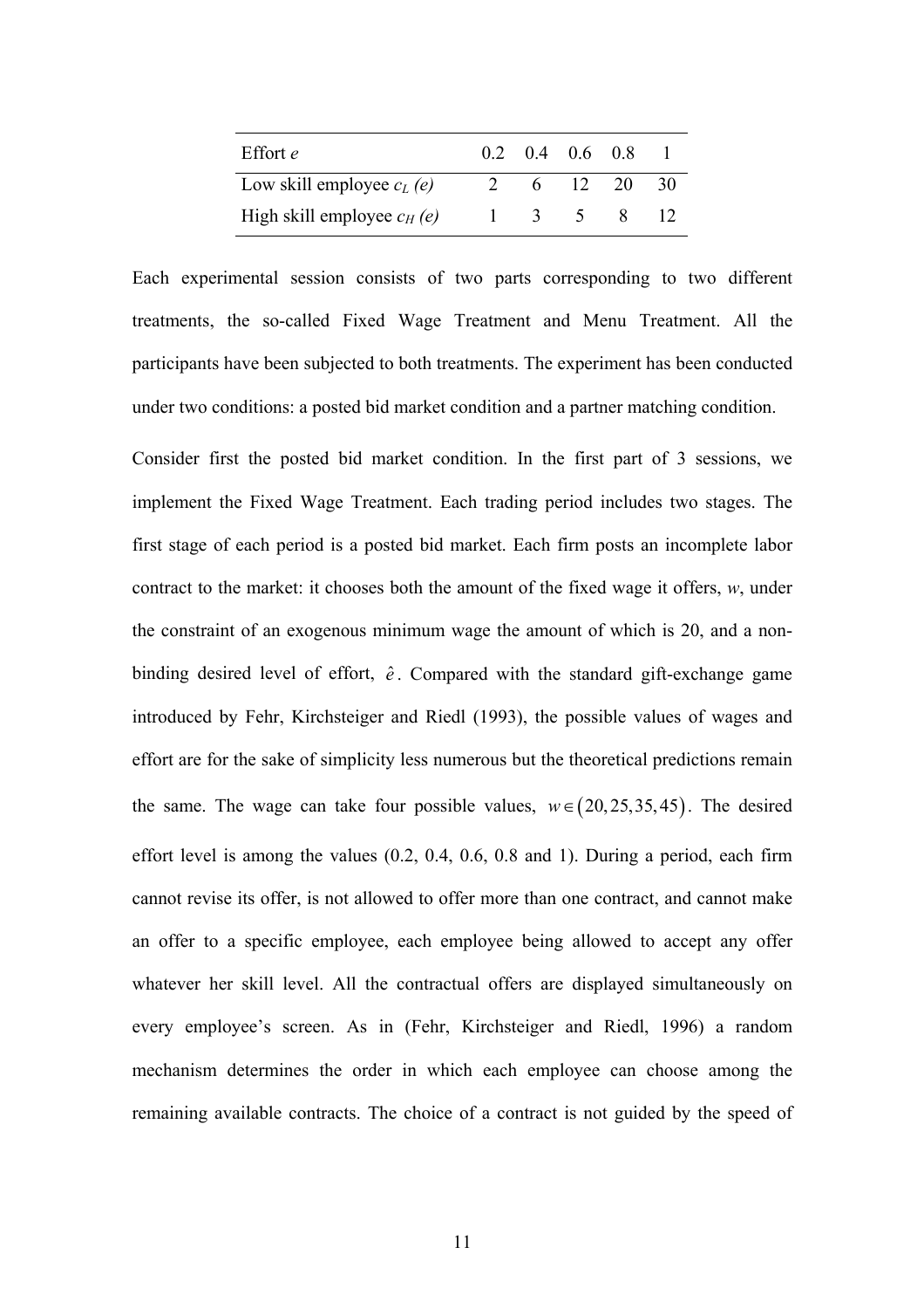| Effort $e$ | 0.2 | 0.4 | 0.6 | 0.8 | 1 |
|---|---|---|---|---|---|
| Low skill employee $c_L$ *(e)* | 2 | 6 | 12 | 20 | 30 |
| High skill employee $c_H$ *(e)* | 1 | 3 | 5 | 8 | 12 |

Each experimental session consists of two parts corresponding to two different treatments, the so-called Fixed Wage Treatment and Menu Treatment. All the participants have been subjected to both treatments. The experiment has been conducted under two conditions: a posted bid market condition and a partner matching condition.

Consider first the posted bid market condition. In the first part of 3 sessions, we implement the Fixed Wage Treatment. Each trading period includes two stages. The first stage of each period is a posted bid market. Each firm posts an incomplete labor contract to the market: it chooses both the amount of the fixed wage it offers, $w$, under the constraint of an exogenous minimum wage the amount of which is 20, and a non-binding desired level of effort, $\hat{e}$. Compared with the standard gift-exchange game introduced by Fehr, Kirchsteiger and Riedl (1993), the possible values of wages and effort are for the sake of simplicity less numerous but the theoretical predictions remain the same. The wage can take four possible values, $w \in (20, 25, 35, 45)$. The desired effort level is among the values (0.2, 0.4, 0.6, 0.8 and 1). During a period, each firm cannot revise its offer, is not allowed to offer more than one contract, and cannot make an offer to a specific employee, each employee being allowed to accept any offer whatever her skill level. All the contractual offers are displayed simultaneously on every employee's screen. As in (Fehr, Kirchsteiger and Riedl, 1996) a random mechanism determines the order in which each employee can choose among the remaining available contracts. The choice of a contract is not guided by the speed of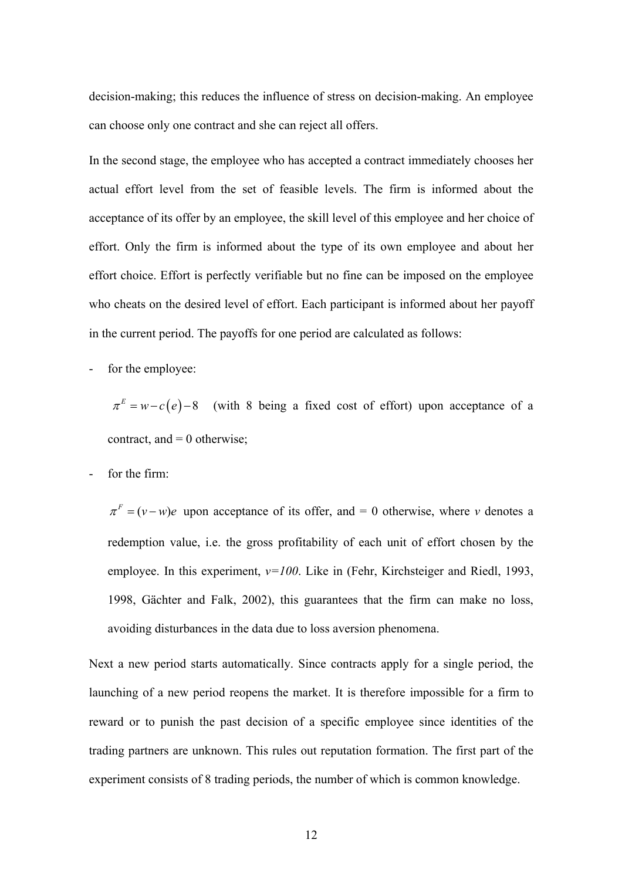decision-making; this reduces the influence of stress on decision-making. An employee can choose only one contract and she can reject all offers.

In the second stage, the employee who has accepted a contract immediately chooses her actual effort level from the set of feasible levels. The firm is informed about the acceptance of its offer by an employee, the skill level of this employee and her choice of effort. Only the firm is informed about the type of its own employee and about her effort choice. Effort is perfectly verifiable but no fine can be imposed on the employee who cheats on the desired level of effort. Each participant is informed about her payoff in the current period. The payoffs for one period are calculated as follows:

- for the employee:

  $\pi^E = w - c(e) - 8$ (with 8 being a fixed cost of effort) upon acceptance of a contract, and = 0 otherwise;

- for the firm:

  $\pi^F = (v - w)e$ upon acceptance of its offer, and = 0 otherwise, where $v$ denotes a redemption value, i.e. the gross profitability of each unit of effort chosen by the employee. In this experiment, $v=100$. Like in (Fehr, Kirchsteiger and Riedl, 1993, 1998, Gächter and Falk, 2002), this guarantees that the firm can make no loss, avoiding disturbances in the data due to loss aversion phenomena.

Next a new period starts automatically. Since contracts apply for a single period, the launching of a new period reopens the market. It is therefore impossible for a firm to reward or to punish the past decision of a specific employee since identities of the trading partners are unknown. This rules out reputation formation. The first part of the experiment consists of 8 trading periods, the number of which is common knowledge.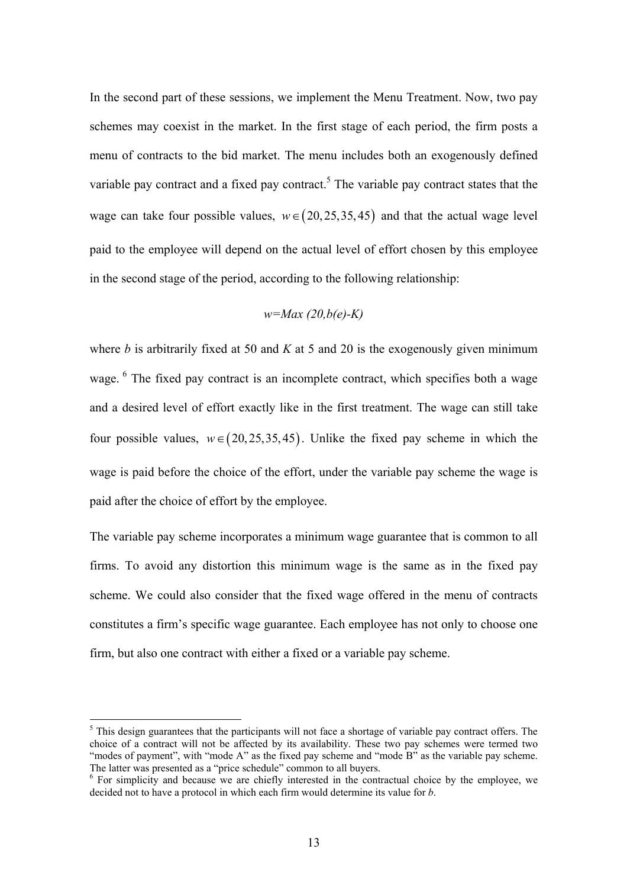In the second part of these sessions, we implement the Menu Treatment. Now, two pay schemes may coexist in the market. In the first stage of each period, the firm posts a menu of contracts to the bid market. The menu includes both an exogenously defined variable pay contract and a fixed pay contract.[5] The variable pay contract states that the wage can take four possible values, $w \in (20, 25, 35, 45)$ and that the actual wage level paid to the employee will depend on the actual level of effort chosen by this employee in the second stage of the period, according to the following relationship:

$$w=Max\ (20,b(e)\text{-}K)$$

where *b* is arbitrarily fixed at 50 and *K* at 5 and 20 is the exogenously given minimum wage. [6] The fixed pay contract is an incomplete contract, which specifies both a wage and a desired level of effort exactly like in the first treatment. The wage can still take four possible values, $w \in (20, 25, 35, 45)$. Unlike the fixed pay scheme in which the wage is paid before the choice of the effort, under the variable pay scheme the wage is paid after the choice of effort by the employee.

The variable pay scheme incorporates a minimum wage guarantee that is common to all firms. To avoid any distortion this minimum wage is the same as in the fixed pay scheme. We could also consider that the fixed wage offered in the menu of contracts constitutes a firm's specific wage guarantee. Each employee has not only to choose one firm, but also one contract with either a fixed or a variable pay scheme.

---

[5] This design guarantees that the participants will not face a shortage of variable pay contract offers. The choice of a contract will not be affected by its availability. These two pay schemes were termed two "modes of payment", with "mode A" as the fixed pay scheme and "mode B" as the variable pay scheme. The latter was presented as a "price schedule" common to all buyers.

[6] For simplicity and because we are chiefly interested in the contractual choice by the employee, we decided not to have a protocol in which each firm would determine its value for *b*.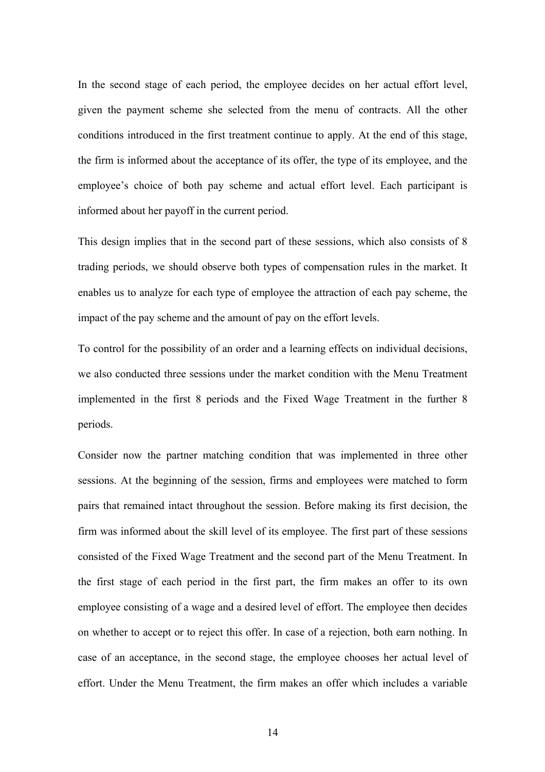In the second stage of each period, the employee decides on her actual effort level, given the payment scheme she selected from the menu of contracts. All the other conditions introduced in the first treatment continue to apply. At the end of this stage, the firm is informed about the acceptance of its offer, the type of its employee, and the employee's choice of both pay scheme and actual effort level. Each participant is informed about her payoff in the current period.

This design implies that in the second part of these sessions, which also consists of 8 trading periods, we should observe both types of compensation rules in the market. It enables us to analyze for each type of employee the attraction of each pay scheme, the impact of the pay scheme and the amount of pay on the effort levels.

To control for the possibility of an order and a learning effects on individual decisions, we also conducted three sessions under the market condition with the Menu Treatment implemented in the first 8 periods and the Fixed Wage Treatment in the further 8 periods.

Consider now the partner matching condition that was implemented in three other sessions. At the beginning of the session, firms and employees were matched to form pairs that remained intact throughout the session. Before making its first decision, the firm was informed about the skill level of its employee. The first part of these sessions consisted of the Fixed Wage Treatment and the second part of the Menu Treatment. In the first stage of each period in the first part, the firm makes an offer to its own employee consisting of a wage and a desired level of effort. The employee then decides on whether to accept or to reject this offer. In case of a rejection, both earn nothing. In case of an acceptance, in the second stage, the employee chooses her actual level of effort. Under the Menu Treatment, the firm makes an offer which includes a variable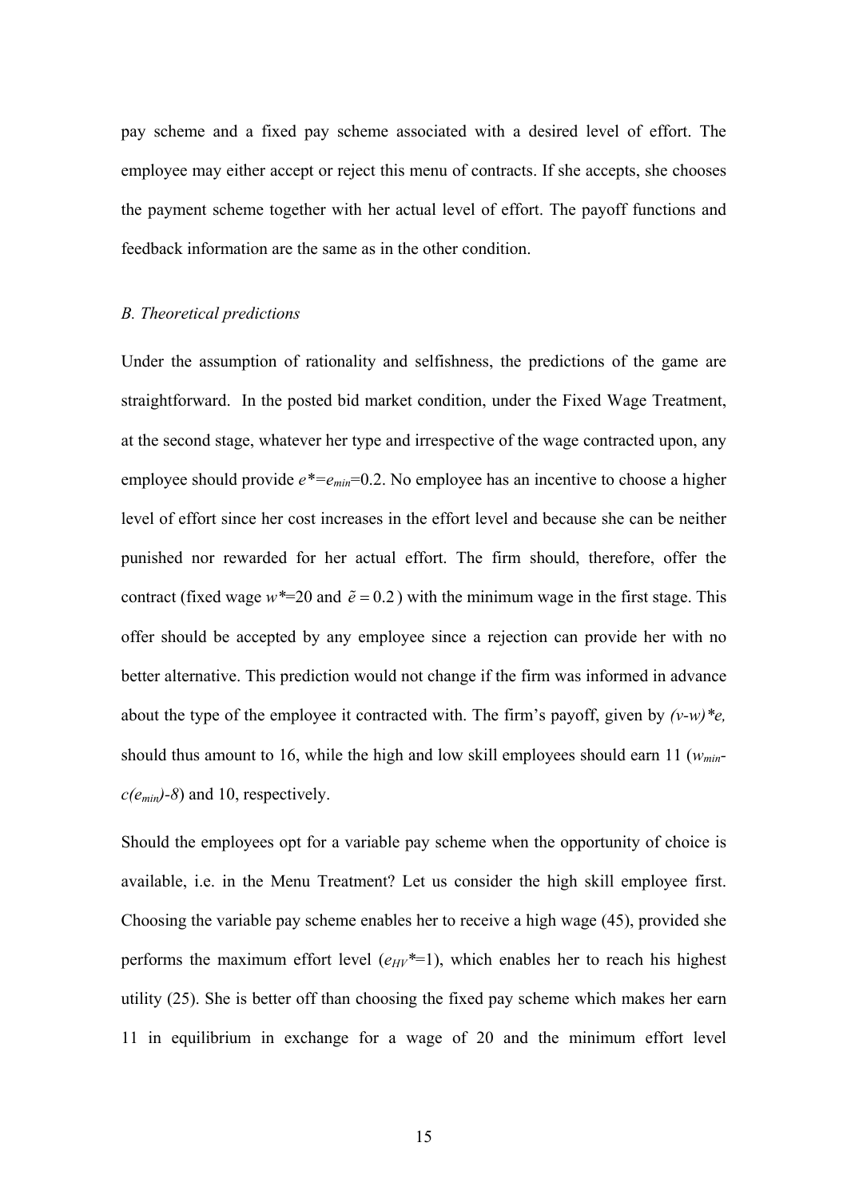pay scheme and a fixed pay scheme associated with a desired level of effort. The employee may either accept or reject this menu of contracts. If she accepts, she chooses the payment scheme together with her actual level of effort. The payoff functions and feedback information are the same as in the other condition.

### *B. Theoretical predictions*

Under the assumption of rationality and selfishness, the predictions of the game are straightforward. In the posted bid market condition, under the Fixed Wage Treatment, at the second stage, whatever her type and irrespective of the wage contracted upon, any employee should provide $e^*=e_{min}=0.2$. No employee has an incentive to choose a higher level of effort since her cost increases in the effort level and because she can be neither punished nor rewarded for her actual effort. The firm should, therefore, offer the contract (fixed wage $w^*=20$ and $\tilde{e}=0.2$) with the minimum wage in the first stage. This offer should be accepted by any employee since a rejection can provide her with no better alternative. This prediction would not change if the firm was informed in advance about the type of the employee it contracted with. The firm's payoff, given by $(v\text{-}w)*e$, should thus amount to 16, while the high and low skill employees should earn 11 ($w_{min}\text{-}c(e_{min})\text{-}8$) and 10, respectively.

Should the employees opt for a variable pay scheme when the opportunity of choice is available, i.e. in the Menu Treatment? Let us consider the high skill employee first. Choosing the variable pay scheme enables her to receive a high wage (45), provided she performs the maximum effort level ($e_{HV}*=1$), which enables her to reach his highest utility (25). She is better off than choosing the fixed pay scheme which makes her earn 11 in equilibrium in exchange for a wage of 20 and the minimum effort level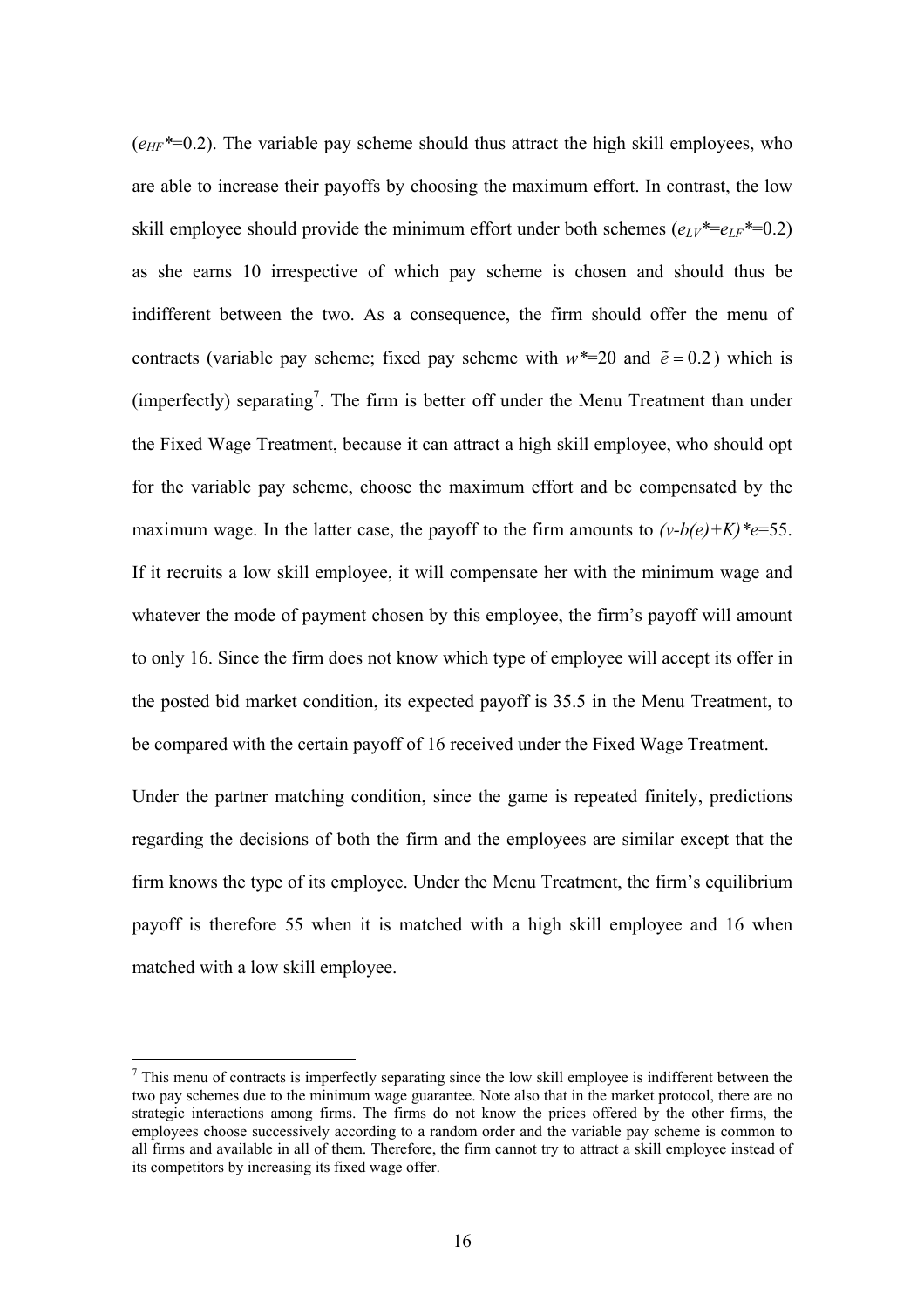($e_{HF}$*=0.2). The variable pay scheme should thus attract the high skill employees, who are able to increase their payoffs by choosing the maximum effort. In contrast, the low skill employee should provide the minimum effort under both schemes ($e_{LV}$*=$e_{LF}$*=0.2) as she earns 10 irrespective of which pay scheme is chosen and should thus be indifferent between the two. As a consequence, the firm should offer the menu of contracts (variable pay scheme; fixed pay scheme with $w$*=20 and $\tilde{e} = 0.2$) which is (imperfectly) separating[7]. The firm is better off under the Menu Treatment than under the Fixed Wage Treatment, because it can attract a high skill employee, who should opt for the variable pay scheme, choose the maximum effort and be compensated by the maximum wage. In the latter case, the payoff to the firm amounts to $(v\text{-}b(e)+K)*e$=55. If it recruits a low skill employee, it will compensate her with the minimum wage and whatever the mode of payment chosen by this employee, the firm's payoff will amount to only 16. Since the firm does not know which type of employee will accept its offer in the posted bid market condition, its expected payoff is 35.5 in the Menu Treatment, to be compared with the certain payoff of 16 received under the Fixed Wage Treatment.

Under the partner matching condition, since the game is repeated finitely, predictions regarding the decisions of both the firm and the employees are similar except that the firm knows the type of its employee. Under the Menu Treatment, the firm's equilibrium payoff is therefore 55 when it is matched with a high skill employee and 16 when matched with a low skill employee.

---

[7] This menu of contracts is imperfectly separating since the low skill employee is indifferent between the two pay schemes due to the minimum wage guarantee. Note also that in the market protocol, there are no strategic interactions among firms. The firms do not know the prices offered by the other firms, the employees choose successively according to a random order and the variable pay scheme is common to all firms and available in all of them. Therefore, the firm cannot try to attract a skill employee instead of its competitors by increasing its fixed wage offer.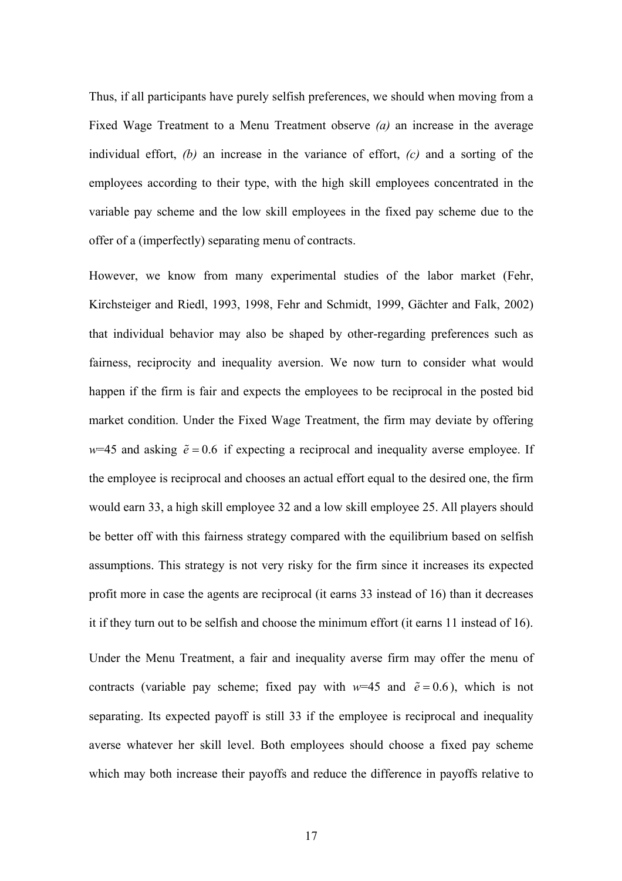Thus, if all participants have purely selfish preferences, we should when moving from a Fixed Wage Treatment to a Menu Treatment observe *(a)* an increase in the average individual effort, *(b)* an increase in the variance of effort, *(c)* and a sorting of the employees according to their type, with the high skill employees concentrated in the variable pay scheme and the low skill employees in the fixed pay scheme due to the offer of a (imperfectly) separating menu of contracts.

However, we know from many experimental studies of the labor market (Fehr, Kirchsteiger and Riedl, 1993, 1998, Fehr and Schmidt, 1999, Gächter and Falk, 2002) that individual behavior may also be shaped by other-regarding preferences such as fairness, reciprocity and inequality aversion. We now turn to consider what would happen if the firm is fair and expects the employees to be reciprocal in the posted bid market condition. Under the Fixed Wage Treatment, the firm may deviate by offering $w$=45 and asking $\tilde{e} = 0.6$ if expecting a reciprocal and inequality averse employee. If the employee is reciprocal and chooses an actual effort equal to the desired one, the firm would earn 33, a high skill employee 32 and a low skill employee 25. All players should be better off with this fairness strategy compared with the equilibrium based on selfish assumptions. This strategy is not very risky for the firm since it increases its expected profit more in case the agents are reciprocal (it earns 33 instead of 16) than it decreases it if they turn out to be selfish and choose the minimum effort (it earns 11 instead of 16).

Under the Menu Treatment, a fair and inequality averse firm may offer the menu of contracts (variable pay scheme; fixed pay with $w$=45 and $\tilde{e} = 0.6$), which is not separating. Its expected payoff is still 33 if the employee is reciprocal and inequality averse whatever her skill level. Both employees should choose a fixed pay scheme which may both increase their payoffs and reduce the difference in payoffs relative to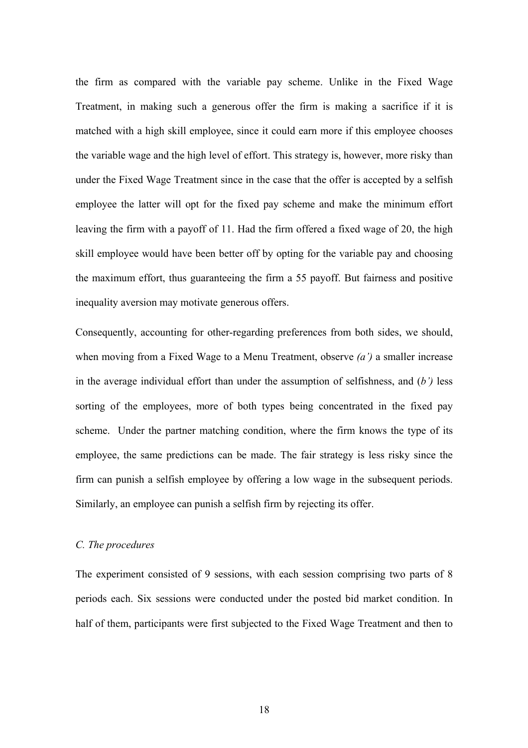the firm as compared with the variable pay scheme. Unlike in the Fixed Wage Treatment, in making such a generous offer the firm is making a sacrifice if it is matched with a high skill employee, since it could earn more if this employee chooses the variable wage and the high level of effort. This strategy is, however, more risky than under the Fixed Wage Treatment since in the case that the offer is accepted by a selfish employee the latter will opt for the fixed pay scheme and make the minimum effort leaving the firm with a payoff of 11. Had the firm offered a fixed wage of 20, the high skill employee would have been better off by opting for the variable pay and choosing the maximum effort, thus guaranteeing the firm a 55 payoff. But fairness and positive inequality aversion may motivate generous offers.

Consequently, accounting for other-regarding preferences from both sides, we should, when moving from a Fixed Wage to a Menu Treatment, observe *(a')* a smaller increase in the average individual effort than under the assumption of selfishness, and (*b')* less sorting of the employees, more of both types being concentrated in the fixed pay scheme. Under the partner matching condition, where the firm knows the type of its employee, the same predictions can be made. The fair strategy is less risky since the firm can punish a selfish employee by offering a low wage in the subsequent periods. Similarly, an employee can punish a selfish firm by rejecting its offer.

### *C. The procedures*

The experiment consisted of 9 sessions, with each session comprising two parts of 8 periods each. Six sessions were conducted under the posted bid market condition. In half of them, participants were first subjected to the Fixed Wage Treatment and then to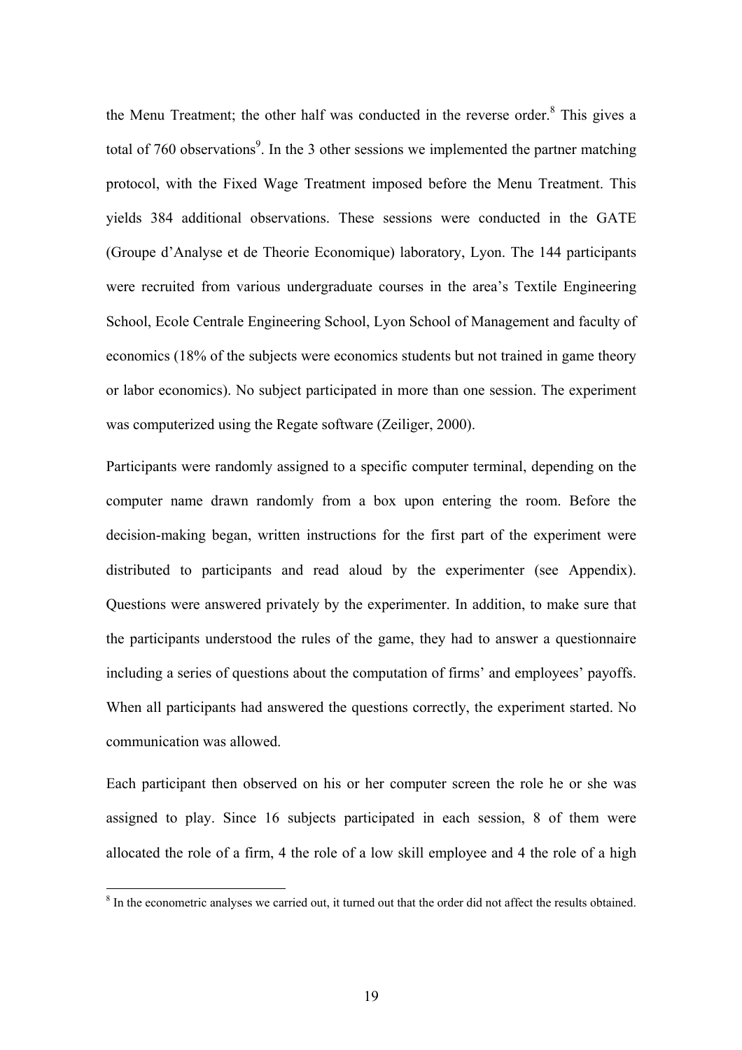the Menu Treatment; the other half was conducted in the reverse order.[8] This gives a total of 760 observations[9]. In the 3 other sessions we implemented the partner matching protocol, with the Fixed Wage Treatment imposed before the Menu Treatment. This yields 384 additional observations. These sessions were conducted in the GATE (Groupe d'Analyse et de Theorie Economique) laboratory, Lyon. The 144 participants were recruited from various undergraduate courses in the area's Textile Engineering School, Ecole Centrale Engineering School, Lyon School of Management and faculty of economics (18% of the subjects were economics students but not trained in game theory or labor economics). No subject participated in more than one session. The experiment was computerized using the Regate software (Zeiliger, 2000).

Participants were randomly assigned to a specific computer terminal, depending on the computer name drawn randomly from a box upon entering the room. Before the decision-making began, written instructions for the first part of the experiment were distributed to participants and read aloud by the experimenter (see Appendix). Questions were answered privately by the experimenter. In addition, to make sure that the participants understood the rules of the game, they had to answer a questionnaire including a series of questions about the computation of firms' and employees' payoffs. When all participants had answered the questions correctly, the experiment started. No communication was allowed.

Each participant then observed on his or her computer screen the role he or she was assigned to play. Since 16 subjects participated in each session, 8 of them were allocated the role of a firm, 4 the role of a low skill employee and 4 the role of a high

[8] In the econometric analyses we carried out, it turned out that the order did not affect the results obtained.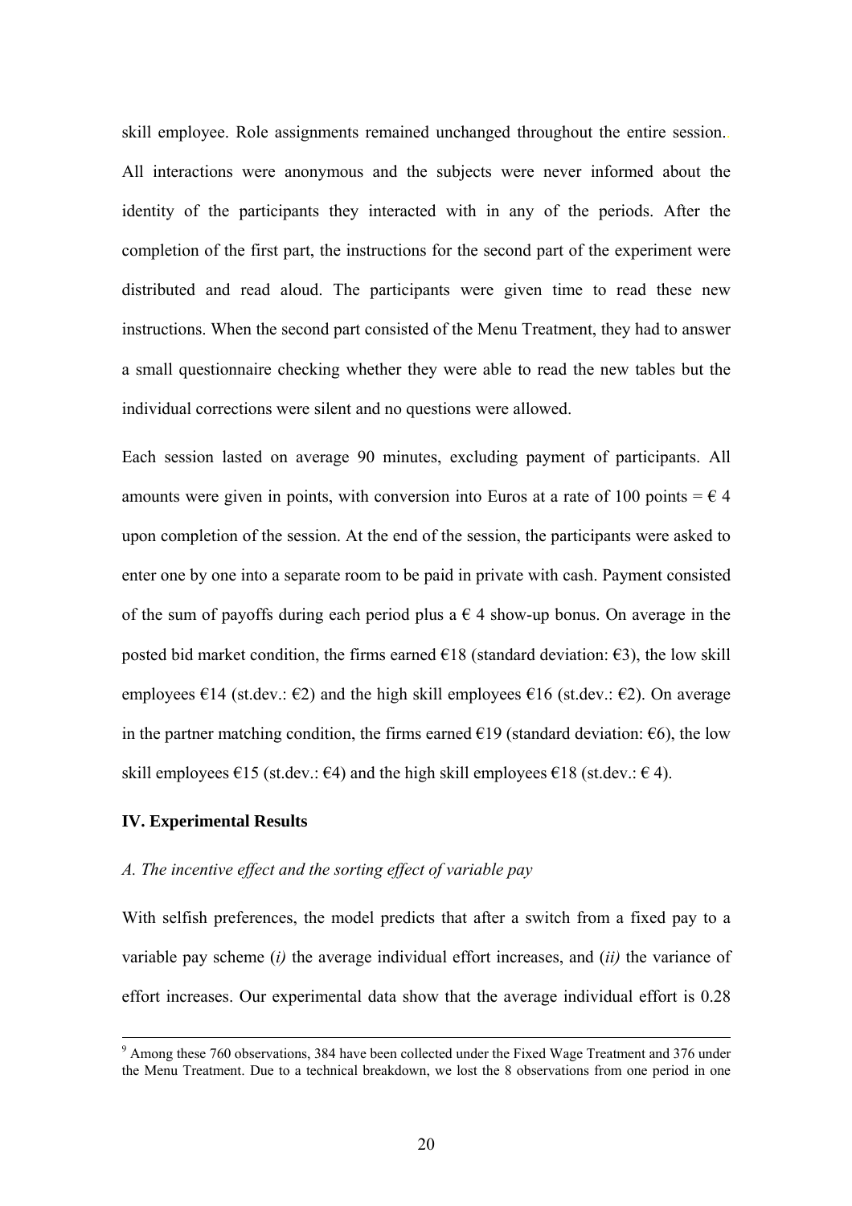skill employee. Role assignments remained unchanged throughout the entire session. All interactions were anonymous and the subjects were never informed about the identity of the participants they interacted with in any of the periods. After the completion of the first part, the instructions for the second part of the experiment were distributed and read aloud. The participants were given time to read these new instructions. When the second part consisted of the Menu Treatment, they had to answer a small questionnaire checking whether they were able to read the new tables but the individual corrections were silent and no questions were allowed.

Each session lasted on average 90 minutes, excluding payment of participants. All amounts were given in points, with conversion into Euros at a rate of 100 points = € 4 upon completion of the session. At the end of the session, the participants were asked to enter one by one into a separate room to be paid in private with cash. Payment consisted of the sum of payoffs during each period plus a € 4 show-up bonus. On average in the posted bid market condition, the firms earned €18 (standard deviation: €3), the low skill employees €14 (st.dev.: €2) and the high skill employees €16 (st.dev.: €2). On average in the partner matching condition, the firms earned €19 (standard deviation: €6), the low skill employees €15 (st.dev.: €4) and the high skill employees €18 (st.dev.: € 4).

### IV. Experimental Results

#### *A. The incentive effect and the sorting effect of variable pay*

With selfish preferences, the model predicts that after a switch from a fixed pay to a variable pay scheme (*i)* the average individual effort increases, and (*ii)* the variance of effort increases. Our experimental data show that the average individual effort is 0.28

---

[9] Among these 760 observations, 384 have been collected under the Fixed Wage Treatment and 376 under the Menu Treatment. Due to a technical breakdown, we lost the 8 observations from one period in one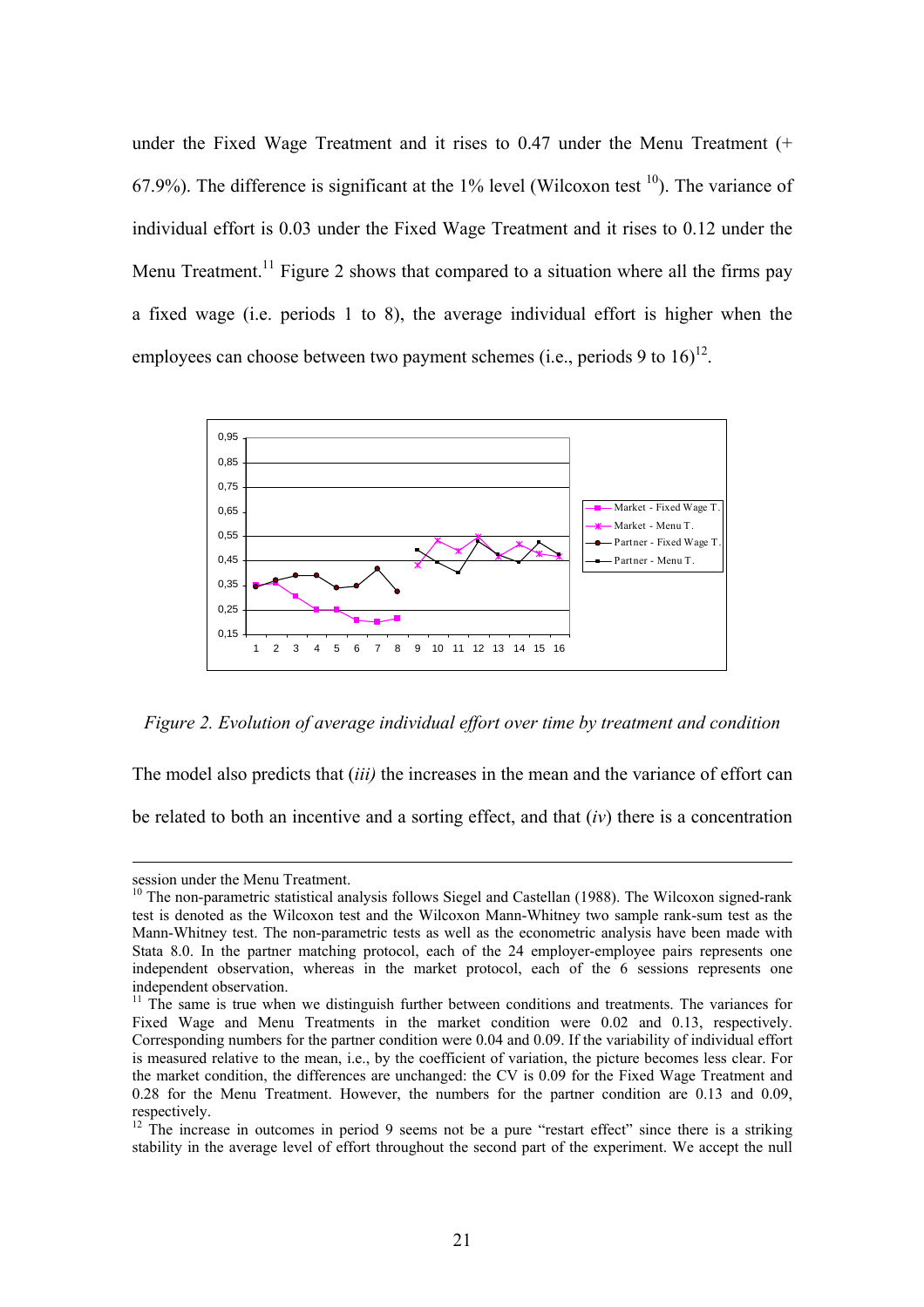under the Fixed Wage Treatment and it rises to 0.47 under the Menu Treatment (+ 67.9%). The difference is significant at the 1% level (Wilcoxon test [10]). The variance of individual effort is 0.03 under the Fixed Wage Treatment and it rises to 0.12 under the Menu Treatment.[11] Figure 2 shows that compared to a situation where all the firms pay a fixed wage (i.e. periods 1 to 8), the average individual effort is higher when the employees can choose between two payment schemes (i.e., periods 9 to 16)[12].

*Figure 2. Evolution of average individual effort over time by treatment and condition*

The model also predicts that (*iii)* the increases in the mean and the variance of effort can be related to both an incentive and a sorting effect, and that (*iv*) there is a concentration

---

session under the Menu Treatment.

[10] The non-parametric statistical analysis follows Siegel and Castellan (1988). The Wilcoxon signed-rank test is denoted as the Wilcoxon test and the Wilcoxon Mann-Whitney two sample rank-sum test as the Mann-Whitney test. The non-parametric tests as well as the econometric analysis have been made with Stata 8.0. In the partner matching protocol, each of the 24 employer-employee pairs represents one independent observation, whereas in the market protocol, each of the 6 sessions represents one independent observation.

[11] The same is true when we distinguish further between conditions and treatments. The variances for Fixed Wage and Menu Treatments in the market condition were 0.02 and 0.13, respectively. Corresponding numbers for the partner condition were 0.04 and 0.09. If the variability of individual effort is measured relative to the mean, i.e., by the coefficient of variation, the picture becomes less clear. For the market condition, the differences are unchanged: the CV is 0.09 for the Fixed Wage Treatment and 0.28 for the Menu Treatment. However, the numbers for the partner condition are 0.13 and 0.09, respectively.

[12] The increase in outcomes in period 9 seems not be a pure "restart effect" since there is a striking stability in the average level of effort throughout the second part of the experiment. We accept the null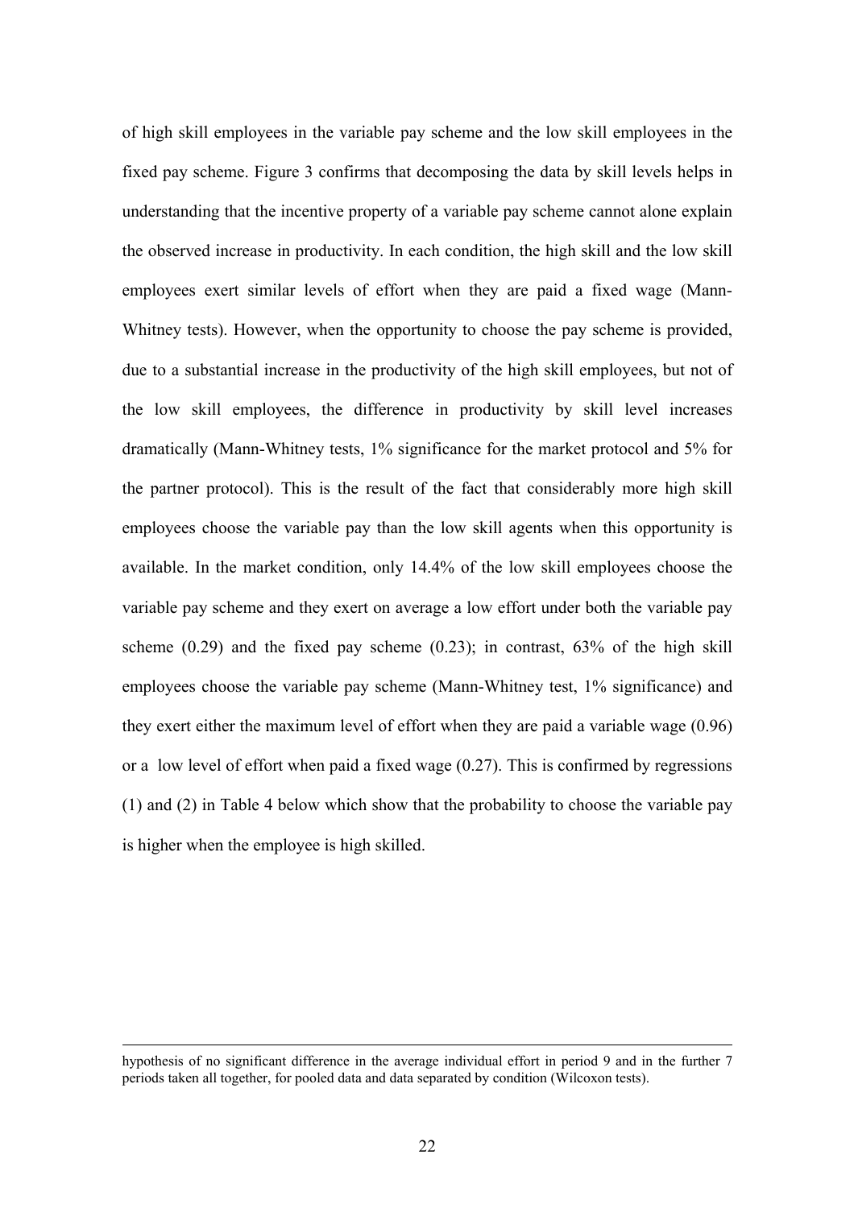of high skill employees in the variable pay scheme and the low skill employees in the fixed pay scheme. Figure 3 confirms that decomposing the data by skill levels helps in understanding that the incentive property of a variable pay scheme cannot alone explain the observed increase in productivity. In each condition, the high skill and the low skill employees exert similar levels of effort when they are paid a fixed wage (Mann-Whitney tests). However, when the opportunity to choose the pay scheme is provided, due to a substantial increase in the productivity of the high skill employees, but not of the low skill employees, the difference in productivity by skill level increases dramatically (Mann-Whitney tests, 1% significance for the market protocol and 5% for the partner protocol). This is the result of the fact that considerably more high skill employees choose the variable pay than the low skill agents when this opportunity is available. In the market condition, only 14.4% of the low skill employees choose the variable pay scheme and they exert on average a low effort under both the variable pay scheme (0.29) and the fixed pay scheme (0.23); in contrast, 63% of the high skill employees choose the variable pay scheme (Mann-Whitney test, 1% significance) and they exert either the maximum level of effort when they are paid a variable wage (0.96) or a low level of effort when paid a fixed wage (0.27). This is confirmed by regressions (1) and (2) in Table 4 below which show that the probability to choose the variable pay is higher when the employee is high skilled.

---

hypothesis of no significant difference in the average individual effort in period 9 and in the further 7 periods taken all together, for pooled data and data separated by condition (Wilcoxon tests).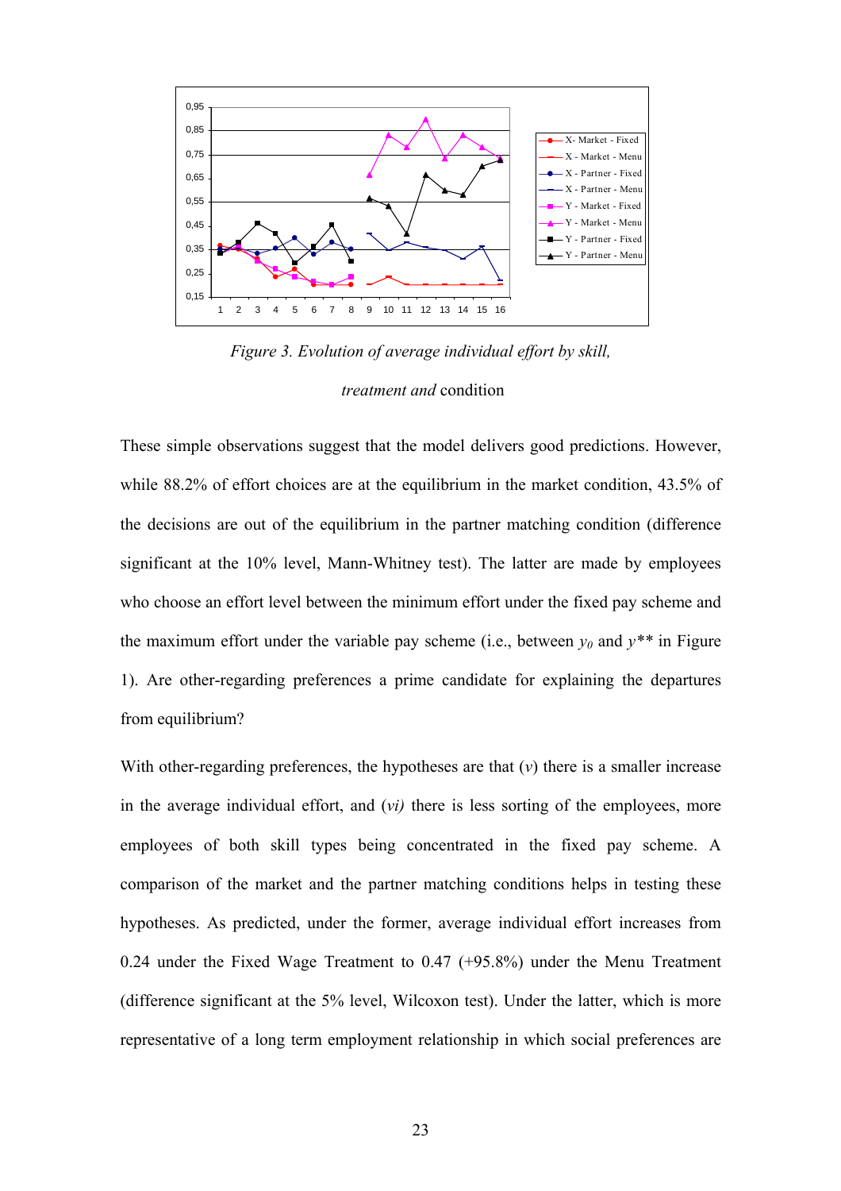*Figure 3. Evolution of average individual effort by skill, treatment and* condition

These simple observations suggest that the model delivers good predictions. However, while 88.2% of effort choices are at the equilibrium in the market condition, 43.5% of the decisions are out of the equilibrium in the partner matching condition (difference significant at the 10% level, Mann-Whitney test). The latter are made by employees who choose an effort level between the minimum effort under the fixed pay scheme and the maximum effort under the variable pay scheme (i.e., between $y_0$ and $y^{**}$ in Figure 1). Are other-regarding preferences a prime candidate for explaining the departures from equilibrium?

With other-regarding preferences, the hypotheses are that (*v*) there is a smaller increase in the average individual effort, and *(vi)* there is less sorting of the employees, more employees of both skill types being concentrated in the fixed pay scheme. A comparison of the market and the partner matching conditions helps in testing these hypotheses. As predicted, under the former, average individual effort increases from 0.24 under the Fixed Wage Treatment to 0.47 (+95.8%) under the Menu Treatment (difference significant at the 5% level, Wilcoxon test). Under the latter, which is more representative of a long term employment relationship in which social preferences are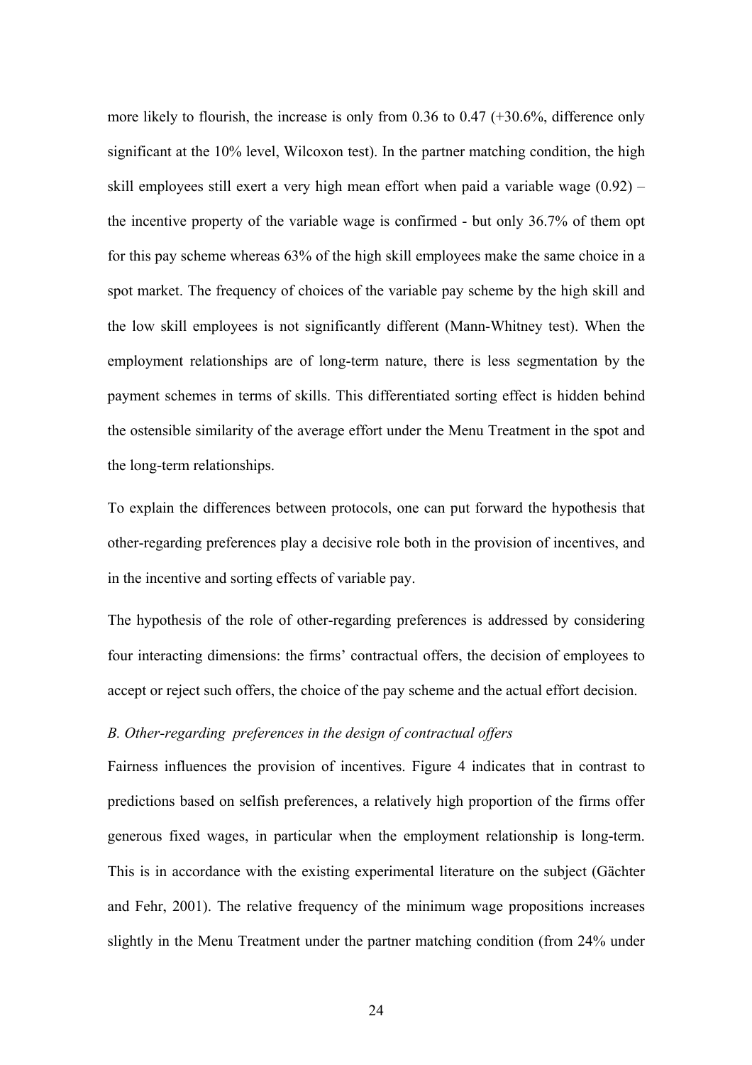more likely to flourish, the increase is only from 0.36 to 0.47 (+30.6%, difference only significant at the 10% level, Wilcoxon test). In the partner matching condition, the high skill employees still exert a very high mean effort when paid a variable wage (0.92) – the incentive property of the variable wage is confirmed - but only 36.7% of them opt for this pay scheme whereas 63% of the high skill employees make the same choice in a spot market. The frequency of choices of the variable pay scheme by the high skill and the low skill employees is not significantly different (Mann-Whitney test). When the employment relationships are of long-term nature, there is less segmentation by the payment schemes in terms of skills. This differentiated sorting effect is hidden behind the ostensible similarity of the average effort under the Menu Treatment in the spot and the long-term relationships.

To explain the differences between protocols, one can put forward the hypothesis that other-regarding preferences play a decisive role both in the provision of incentives, and in the incentive and sorting effects of variable pay.

The hypothesis of the role of other-regarding preferences is addressed by considering four interacting dimensions: the firms' contractual offers, the decision of employees to accept or reject such offers, the choice of the pay scheme and the actual effort decision.

### *B. Other-regarding preferences in the design of contractual offers*

Fairness influences the provision of incentives. Figure 4 indicates that in contrast to predictions based on selfish preferences, a relatively high proportion of the firms offer generous fixed wages, in particular when the employment relationship is long-term. This is in accordance with the existing experimental literature on the subject (Gächter and Fehr, 2001). The relative frequency of the minimum wage propositions increases slightly in the Menu Treatment under the partner matching condition (from 24% under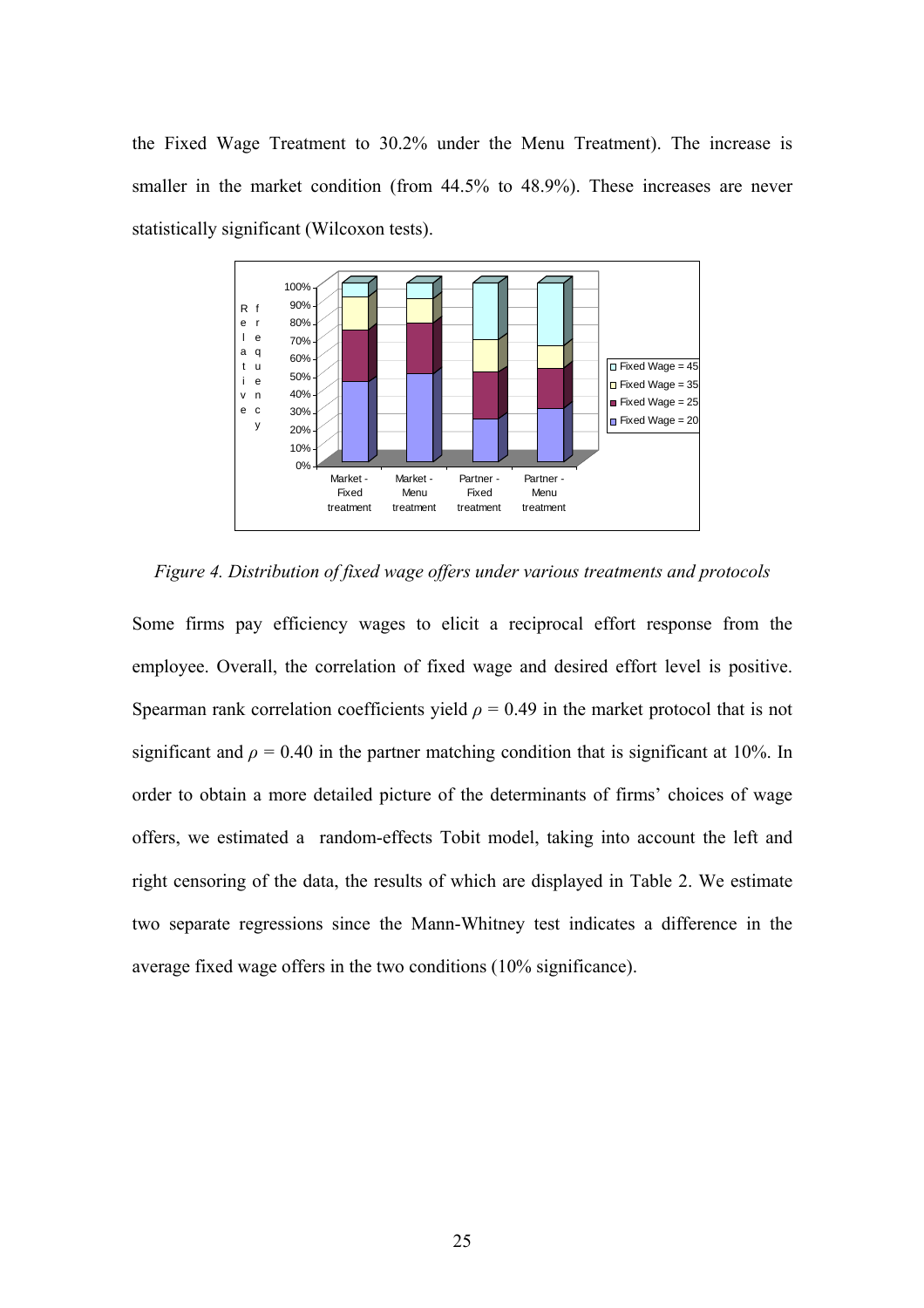the Fixed Wage Treatment to 30.2% under the Menu Treatment). The increase is smaller in the market condition (from 44.5% to 48.9%). These increases are never statistically significant (Wilcoxon tests).

*Figure 4. Distribution of fixed wage offers under various treatments and protocols*

Some firms pay efficiency wages to elicit a reciprocal effort response from the employee. Overall, the correlation of fixed wage and desired effort level is positive. Spearman rank correlation coefficients yield $\rho = 0.49$ in the market protocol that is not significant and $\rho = 0.40$ in the partner matching condition that is significant at 10%. In order to obtain a more detailed picture of the determinants of firms' choices of wage offers, we estimated a random-effects Tobit model, taking into account the left and right censoring of the data, the results of which are displayed in Table 2. We estimate two separate regressions since the Mann-Whitney test indicates a difference in the average fixed wage offers in the two conditions (10% significance).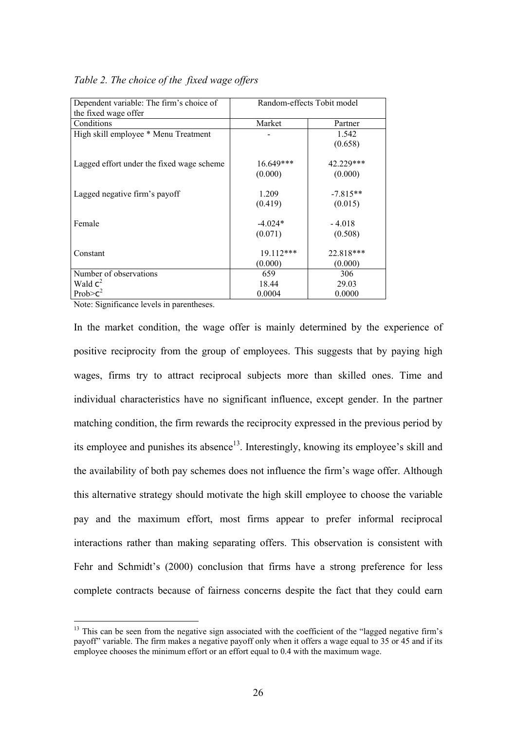*Table 2. The choice of the fixed wage offers*

| Dependent variable: The firm's choice of the fixed wage offer | Random-effects Tobit model | |
|---|---|---|
| Conditions | Market | Partner |
| High skill employee * Menu Treatment | - | 1.542<br>(0.658) |
| Lagged effort under the fixed wage scheme | 16.649***<br>(0.000) | 42.229***<br>(0.000) |
| Lagged negative firm's payoff | 1.209<br>(0.419) | -7.815**<br>(0.015) |
| Female | -4.024*<br>(0.071) | - 4.018<br>(0.508) |
| Constant | 19.112***<br>(0.000) | 22.818***<br>(0.000) |
| Number of observations | 659 | 306 |
| Wald $\chi^2$ | 18.44 | 29.03 |
| Prob>$\chi^2$ | 0.0004 | 0.0000 |

Note: Significance levels in parentheses.

In the market condition, the wage offer is mainly determined by the experience of positive reciprocity from the group of employees. This suggests that by paying high wages, firms try to attract reciprocal subjects more than skilled ones. Time and individual characteristics have no significant influence, except gender. In the partner matching condition, the firm rewards the reciprocity expressed in the previous period by its employee and punishes its absence[13]. Interestingly, knowing its employee's skill and the availability of both pay schemes does not influence the firm's wage offer. Although this alternative strategy should motivate the high skill employee to choose the variable pay and the maximum effort, most firms appear to prefer informal reciprocal interactions rather than making separating offers. This observation is consistent with Fehr and Schmidt's (2000) conclusion that firms have a strong preference for less complete contracts because of fairness concerns despite the fact that they could earn

[13] This can be seen from the negative sign associated with the coefficient of the "lagged negative firm's payoff" variable. The firm makes a negative payoff only when it offers a wage equal to 35 or 45 and if its employee chooses the minimum effort or an effort equal to 0.4 with the maximum wage.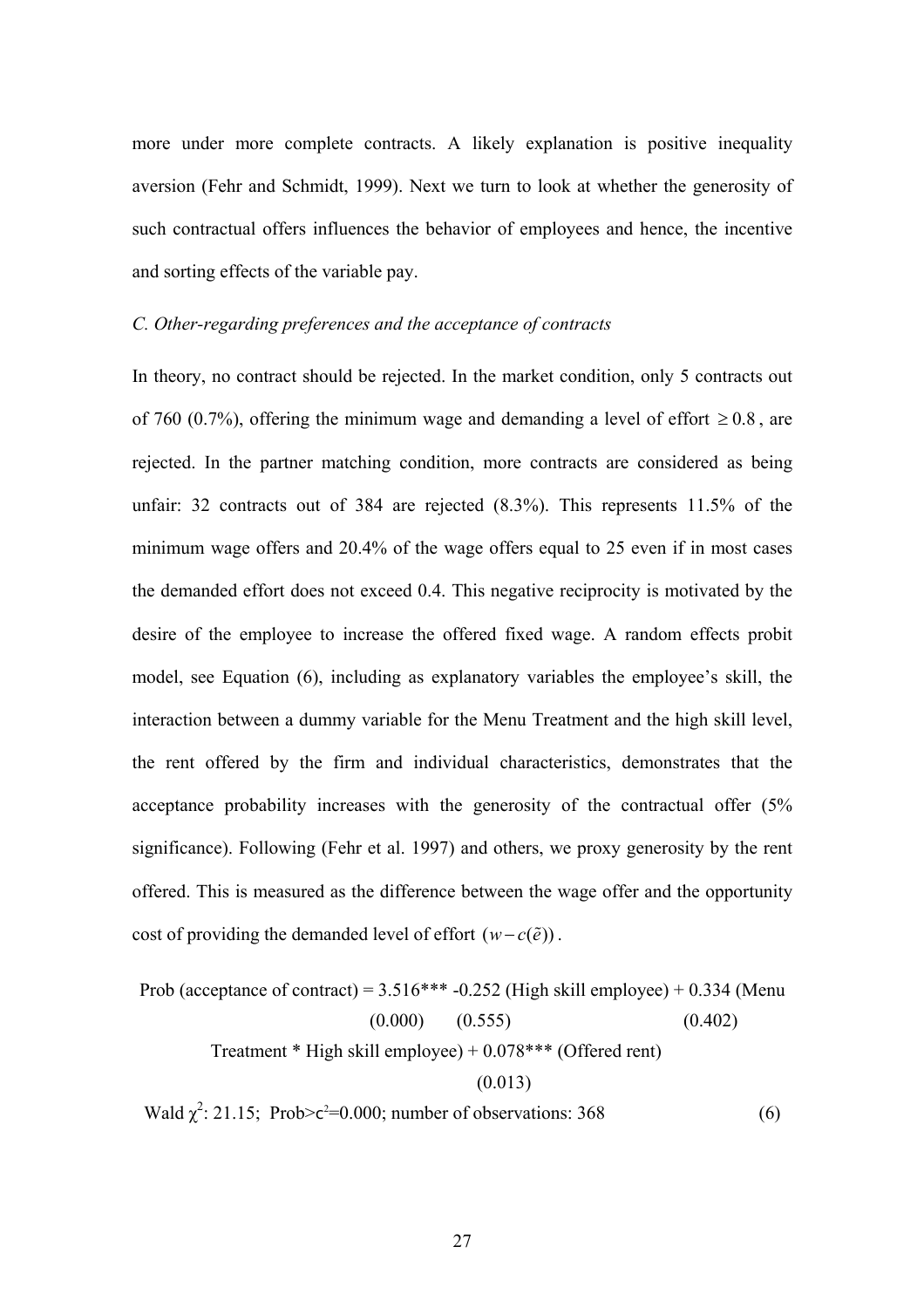more under more complete contracts. A likely explanation is positive inequality aversion (Fehr and Schmidt, 1999). Next we turn to look at whether the generosity of such contractual offers influences the behavior of employees and hence, the incentive and sorting effects of the variable pay.

### *C. Other-regarding preferences and the acceptance of contracts*

In theory, no contract should be rejected. In the market condition, only 5 contracts out of 760 (0.7%), offering the minimum wage and demanding a level of effort $\geq 0.8$, are rejected. In the partner matching condition, more contracts are considered as being unfair: 32 contracts out of 384 are rejected (8.3%). This represents 11.5% of the minimum wage offers and 20.4% of the wage offers equal to 25 even if in most cases the demanded effort does not exceed 0.4. This negative reciprocity is motivated by the desire of the employee to increase the offered fixed wage. A random effects probit model, see Equation (6), including as explanatory variables the employee's skill, the interaction between a dummy variable for the Menu Treatment and the high skill level, the rent offered by the firm and individual characteristics, demonstrates that the acceptance probability increases with the generosity of the contractual offer (5% significance). Following (Fehr et al. 1997) and others, we proxy generosity by the rent offered. This is measured as the difference between the wage offer and the opportunity cost of providing the demanded level of effort $(w - c(\tilde{e}))$.

Prob (acceptance of contract) = 3.516*** (0.000) -0.252 (High skill employee) (0.555) + 0.334 (Menu Treatment * High skill employee) (0.402) + 0.078*** (Offered rent) (0.013)

Wald $\chi^2$: 21.15; Prob>$c^2$=0.000; number of observations: 368 (6)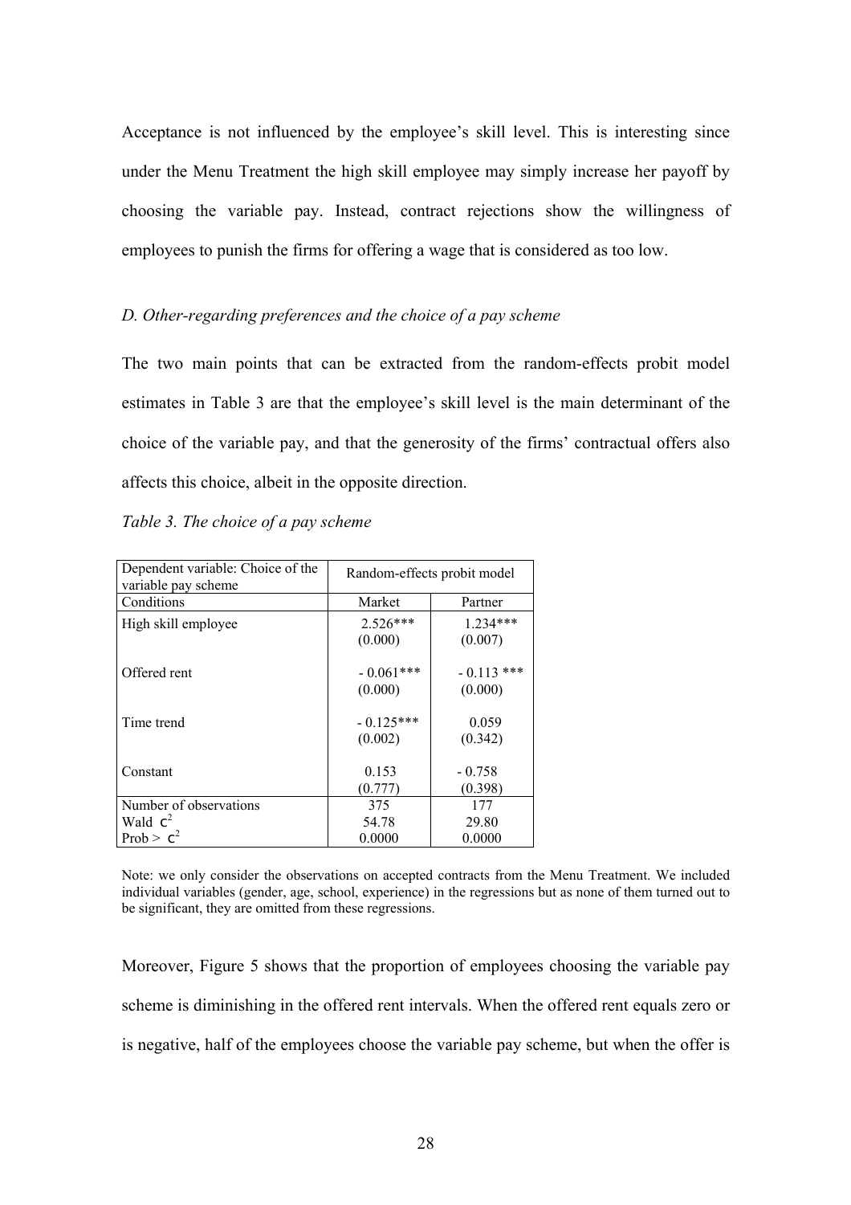Acceptance is not influenced by the employee's skill level. This is interesting since under the Menu Treatment the high skill employee may simply increase her payoff by choosing the variable pay. Instead, contract rejections show the willingness of employees to punish the firms for offering a wage that is considered as too low.

### *D. Other-regarding preferences and the choice of a pay scheme*

The two main points that can be extracted from the random-effects probit model estimates in Table 3 are that the employee's skill level is the main determinant of the choice of the variable pay, and that the generosity of the firms' contractual offers also affects this choice, albeit in the opposite direction.

*Table 3. The choice of a pay scheme*

| Dependent variable: Choice of the variable pay scheme | Random-effects probit model | |
|---|---|---|
| Conditions | Market | Partner |
| High skill employee | 2.526***<br>(0.000) | 1.234***<br>(0.007) |
| Offered rent | - 0.061***<br>(0.000) | - 0.113 ***<br>(0.000) |
| Time trend | - 0.125***<br>(0.002) | 0.059<br>(0.342) |
| Constant | 0.153<br>(0.777) | - 0.758<br>(0.398) |
| Number of observations | 375 | 177 |
| Wald $\chi^2$ | 54.78 | 29.80 |
| Prob > $\chi^2$ | 0.0000 | 0.0000 |

Note: we only consider the observations on accepted contracts from the Menu Treatment. We included individual variables (gender, age, school, experience) in the regressions but as none of them turned out to be significant, they are omitted from these regressions.

Moreover, Figure 5 shows that the proportion of employees choosing the variable pay scheme is diminishing in the offered rent intervals. When the offered rent equals zero or is negative, half of the employees choose the variable pay scheme, but when the offer is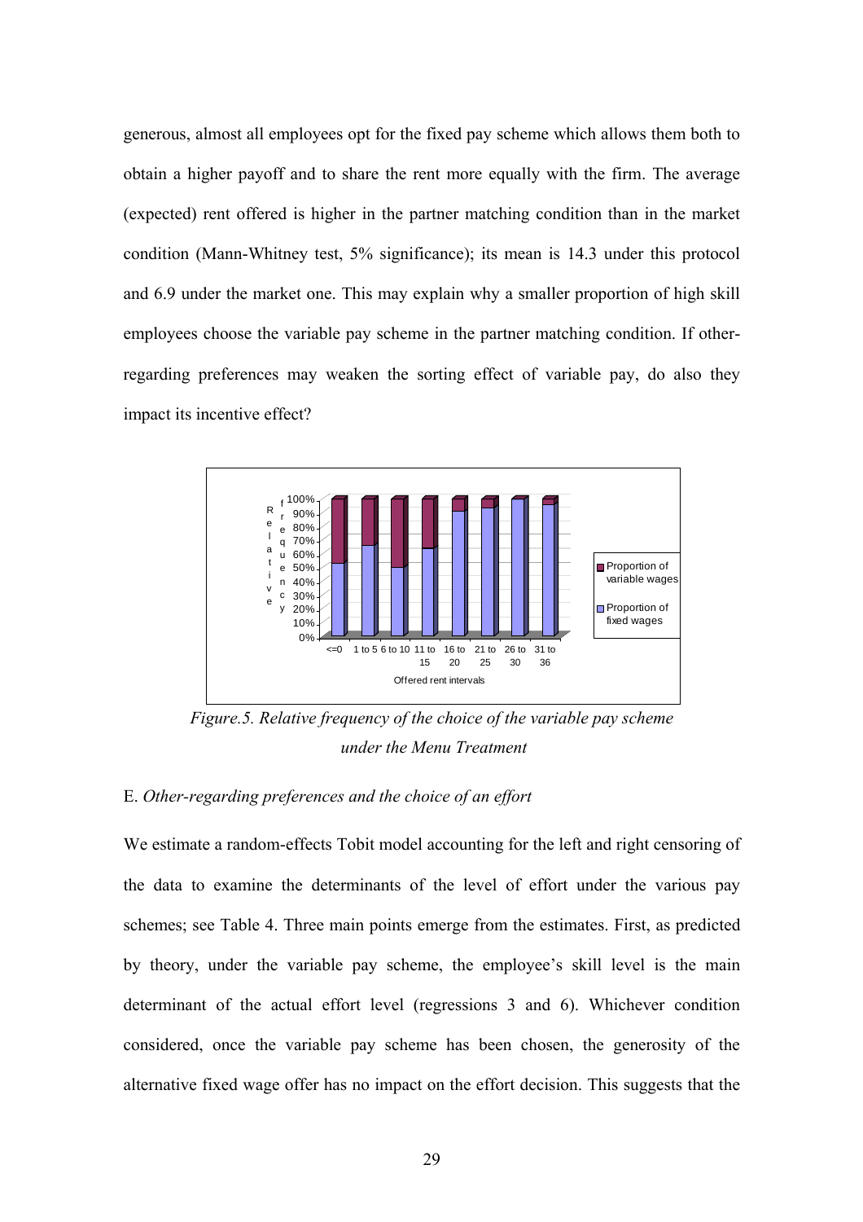generous, almost all employees opt for the fixed pay scheme which allows them both to obtain a higher payoff and to share the rent more equally with the firm. The average (expected) rent offered is higher in the partner matching condition than in the market condition (Mann-Whitney test, 5% significance); its mean is 14.3 under this protocol and 6.9 under the market one. This may explain why a smaller proportion of high skill employees choose the variable pay scheme in the partner matching condition. If other-regarding preferences may weaken the sorting effect of variable pay, do also they impact its incentive effect?

*Figure.5. Relative frequency of the choice of the variable pay scheme under the Menu Treatment*

## E. *Other-regarding preferences and the choice of an effort*

We estimate a random-effects Tobit model accounting for the left and right censoring of the data to examine the determinants of the level of effort under the various pay schemes; see Table 4. Three main points emerge from the estimates. First, as predicted by theory, under the variable pay scheme, the employee's skill level is the main determinant of the actual effort level (regressions 3 and 6). Whichever condition considered, once the variable pay scheme has been chosen, the generosity of the alternative fixed wage offer has no impact on the effort decision. This suggests that the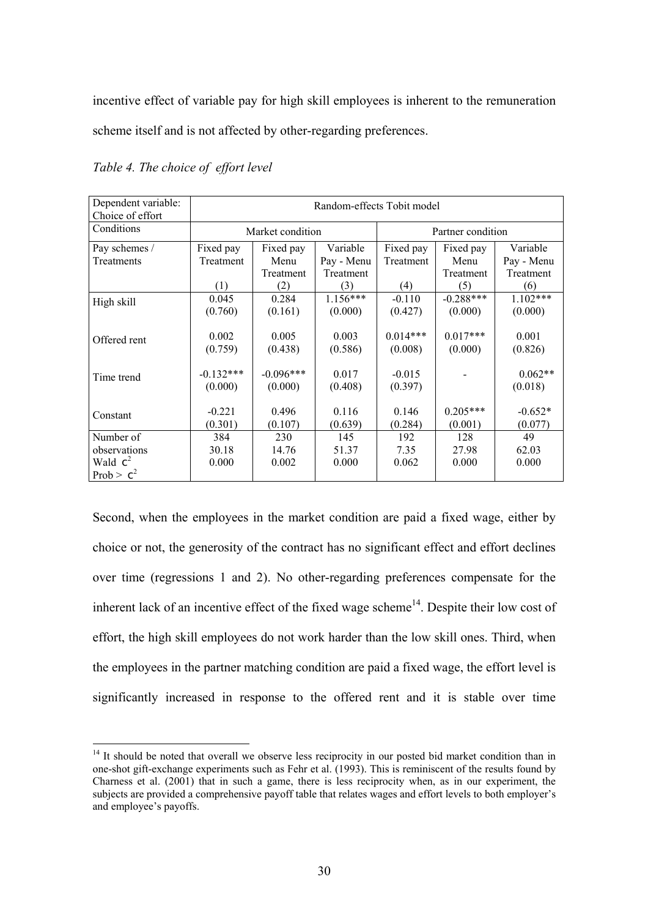incentive effect of variable pay for high skill employees is inherent to the remuneration scheme itself and is not affected by other-regarding preferences.

*Table 4. The choice of effort level*

| Dependent variable: Choice of effort | Random-effects Tobit model | | | | | |
|---|---|---|---|---|---|---|
| Conditions | Market condition | | | Partner condition | | |
| Pay schemes / Treatments | Fixed pay Treatment (1) | Fixed pay Menu Treatment (2) | Variable Pay - Menu Treatment (3) | Fixed pay Treatment (4) | Fixed pay Menu Treatment (5) | Variable Pay - Menu Treatment (6) |
| High skill | 0.045<br>(0.760) | 0.284<br>(0.161) | 1.156***<br>(0.000) | -0.110<br>(0.427) | -0.288***<br>(0.000) | 1.102***<br>(0.000) |
| Offered rent | 0.002<br>(0.759) | 0.005<br>(0.438) | 0.003<br>(0.586) | 0.014***<br>(0.008) | 0.017***<br>(0.000) | 0.001<br>(0.826) |
| Time trend | -0.132***<br>(0.000) | -0.096***<br>(0.000) | 0.017<br>(0.408) | -0.015<br>(0.397) | - | 0.062**<br>(0.018) |
| Constant | -0.221<br>(0.301) | 0.496<br>(0.107) | 0.116<br>(0.639) | 0.146<br>(0.284) | 0.205***<br>(0.001) | -0.652*<br>(0.077) |
| Number of observations | 384 | 230 | 145 | 192 | 128 | 49 |
| Wald $\chi^2$ | 30.18 | 14.76 | 51.37 | 7.35 | 27.98 | 62.03 |
| Prob > $\chi^2$ | 0.000 | 0.002 | 0.000 | 0.062 | 0.000 | 0.000 |

Second, when the employees in the market condition are paid a fixed wage, either by choice or not, the generosity of the contract has no significant effect and effort declines over time (regressions 1 and 2). No other-regarding preferences compensate for the inherent lack of an incentive effect of the fixed wage scheme[14]. Despite their low cost of effort, the high skill employees do not work harder than the low skill ones. Third, when the employees in the partner matching condition are paid a fixed wage, the effort level is significantly increased in response to the offered rent and it is stable over time

[14] It should be noted that overall we observe less reciprocity in our posted bid market condition than in one-shot gift-exchange experiments such as Fehr et al. (1993). This is reminiscent of the results found by Charness et al. (2001) that in such a game, there is less reciprocity when, as in our experiment, the subjects are provided a comprehensive payoff table that relates wages and effort levels to both employer's and employee's payoffs.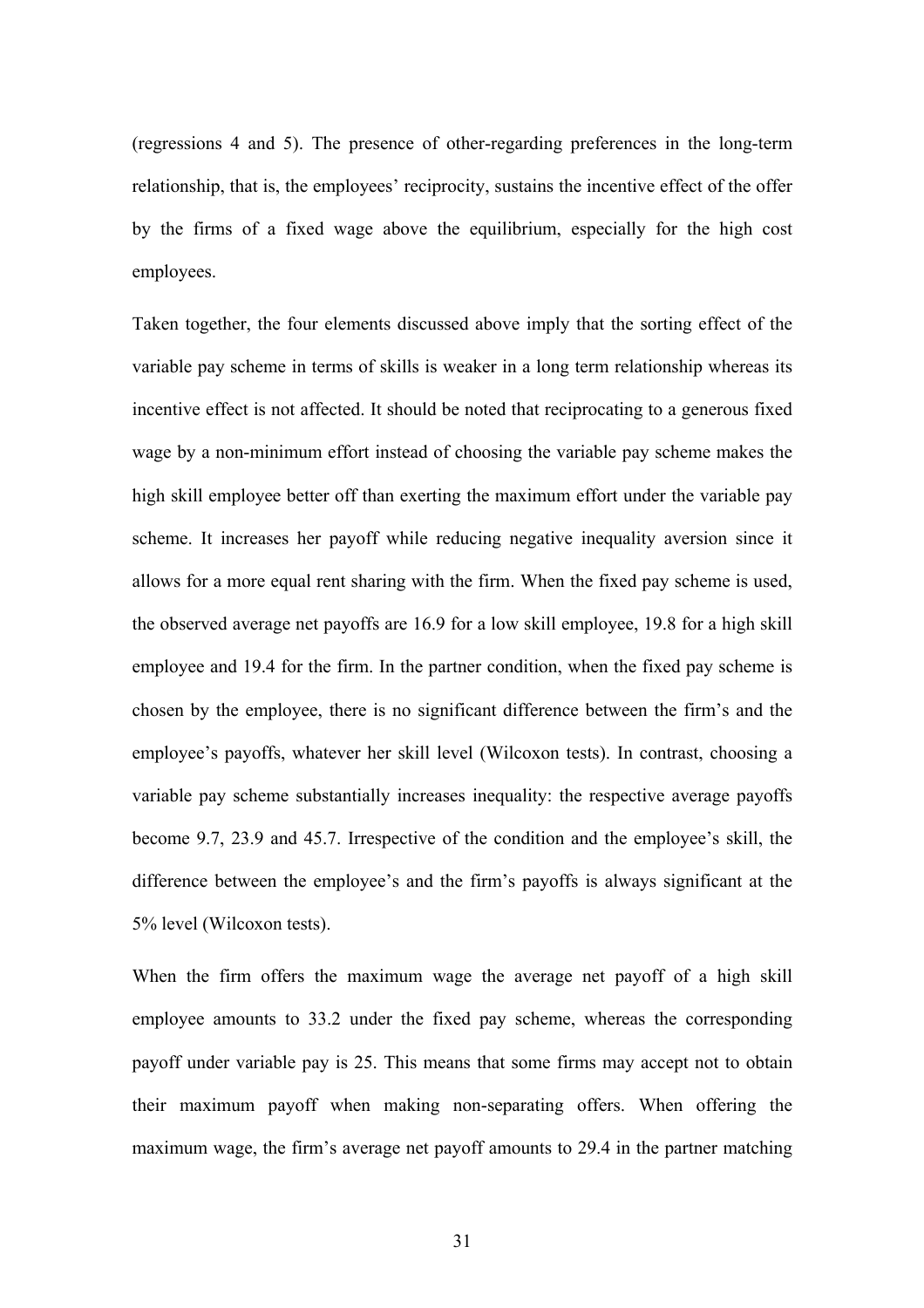(regressions 4 and 5). The presence of other-regarding preferences in the long-term relationship, that is, the employees' reciprocity, sustains the incentive effect of the offer by the firms of a fixed wage above the equilibrium, especially for the high cost employees.

Taken together, the four elements discussed above imply that the sorting effect of the variable pay scheme in terms of skills is weaker in a long term relationship whereas its incentive effect is not affected. It should be noted that reciprocating to a generous fixed wage by a non-minimum effort instead of choosing the variable pay scheme makes the high skill employee better off than exerting the maximum effort under the variable pay scheme. It increases her payoff while reducing negative inequality aversion since it allows for a more equal rent sharing with the firm. When the fixed pay scheme is used, the observed average net payoffs are 16.9 for a low skill employee, 19.8 for a high skill employee and 19.4 for the firm. In the partner condition, when the fixed pay scheme is chosen by the employee, there is no significant difference between the firm's and the employee's payoffs, whatever her skill level (Wilcoxon tests). In contrast, choosing a variable pay scheme substantially increases inequality: the respective average payoffs become 9.7, 23.9 and 45.7. Irrespective of the condition and the employee's skill, the difference between the employee's and the firm's payoffs is always significant at the 5% level (Wilcoxon tests).

When the firm offers the maximum wage the average net payoff of a high skill employee amounts to 33.2 under the fixed pay scheme, whereas the corresponding payoff under variable pay is 25. This means that some firms may accept not to obtain their maximum payoff when making non-separating offers. When offering the maximum wage, the firm's average net payoff amounts to 29.4 in the partner matching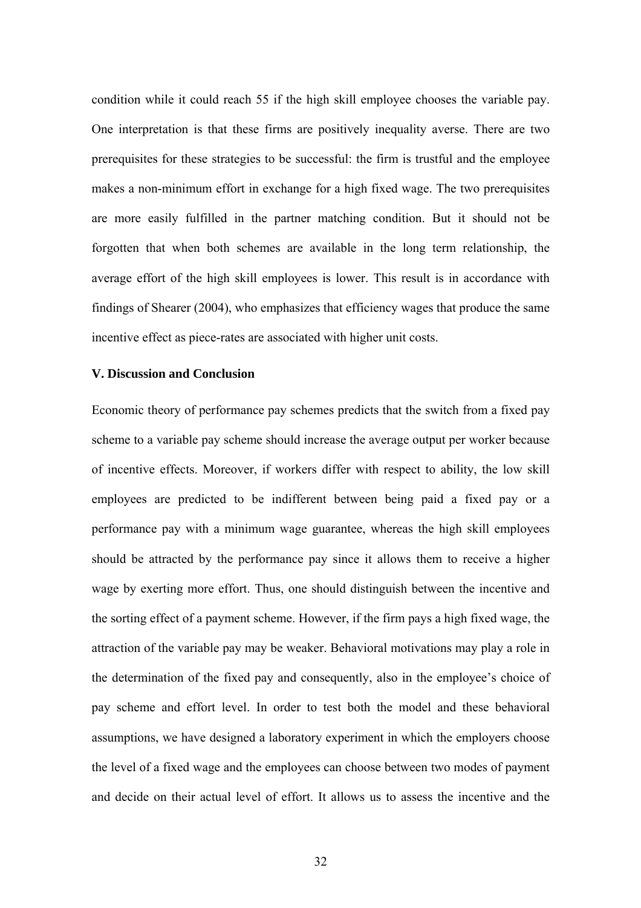condition while it could reach 55 if the high skill employee chooses the variable pay. One interpretation is that these firms are positively inequality averse. There are two prerequisites for these strategies to be successful: the firm is trustful and the employee makes a non-minimum effort in exchange for a high fixed wage. The two prerequisites are more easily fulfilled in the partner matching condition. But it should not be forgotten that when both schemes are available in the long term relationship, the average effort of the high skill employees is lower. This result is in accordance with findings of Shearer (2004), who emphasizes that efficiency wages that produce the same incentive effect as piece-rates are associated with higher unit costs.

## V. Discussion and Conclusion

Economic theory of performance pay schemes predicts that the switch from a fixed pay scheme to a variable pay scheme should increase the average output per worker because of incentive effects. Moreover, if workers differ with respect to ability, the low skill employees are predicted to be indifferent between being paid a fixed pay or a performance pay with a minimum wage guarantee, whereas the high skill employees should be attracted by the performance pay since it allows them to receive a higher wage by exerting more effort. Thus, one should distinguish between the incentive and the sorting effect of a payment scheme. However, if the firm pays a high fixed wage, the attraction of the variable pay may be weaker. Behavioral motivations may play a role in the determination of the fixed pay and consequently, also in the employee's choice of pay scheme and effort level. In order to test both the model and these behavioral assumptions, we have designed a laboratory experiment in which the employers choose the level of a fixed wage and the employees can choose between two modes of payment and decide on their actual level of effort. It allows us to assess the incentive and the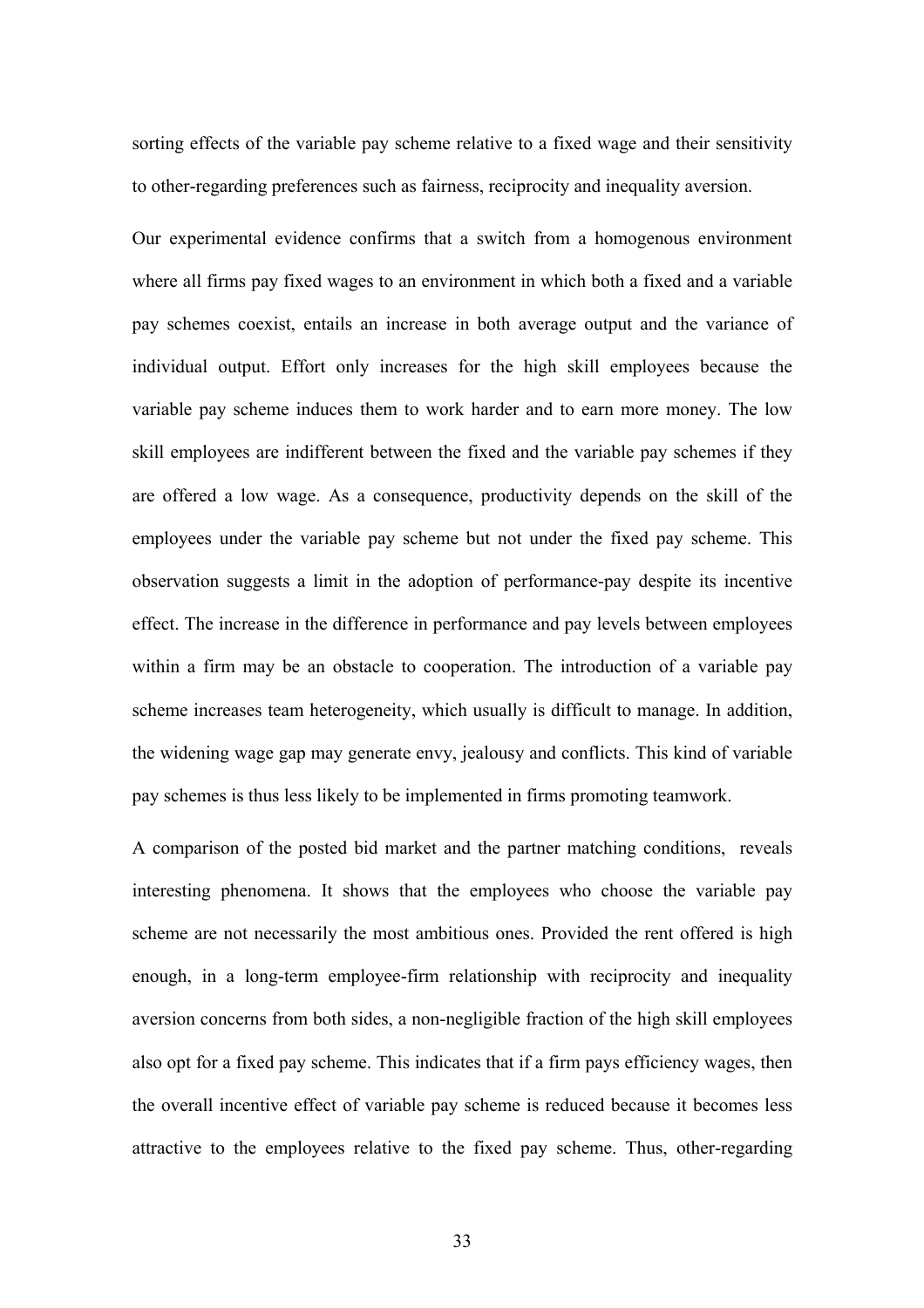sorting effects of the variable pay scheme relative to a fixed wage and their sensitivity to other-regarding preferences such as fairness, reciprocity and inequality aversion.

Our experimental evidence confirms that a switch from a homogenous environment where all firms pay fixed wages to an environment in which both a fixed and a variable pay schemes coexist, entails an increase in both average output and the variance of individual output. Effort only increases for the high skill employees because the variable pay scheme induces them to work harder and to earn more money. The low skill employees are indifferent between the fixed and the variable pay schemes if they are offered a low wage. As a consequence, productivity depends on the skill of the employees under the variable pay scheme but not under the fixed pay scheme. This observation suggests a limit in the adoption of performance-pay despite its incentive effect. The increase in the difference in performance and pay levels between employees within a firm may be an obstacle to cooperation. The introduction of a variable pay scheme increases team heterogeneity, which usually is difficult to manage. In addition, the widening wage gap may generate envy, jealousy and conflicts. This kind of variable pay schemes is thus less likely to be implemented in firms promoting teamwork.

A comparison of the posted bid market and the partner matching conditions, reveals interesting phenomena. It shows that the employees who choose the variable pay scheme are not necessarily the most ambitious ones. Provided the rent offered is high enough, in a long-term employee-firm relationship with reciprocity and inequality aversion concerns from both sides, a non-negligible fraction of the high skill employees also opt for a fixed pay scheme. This indicates that if a firm pays efficiency wages, then the overall incentive effect of variable pay scheme is reduced because it becomes less attractive to the employees relative to the fixed pay scheme. Thus, other-regarding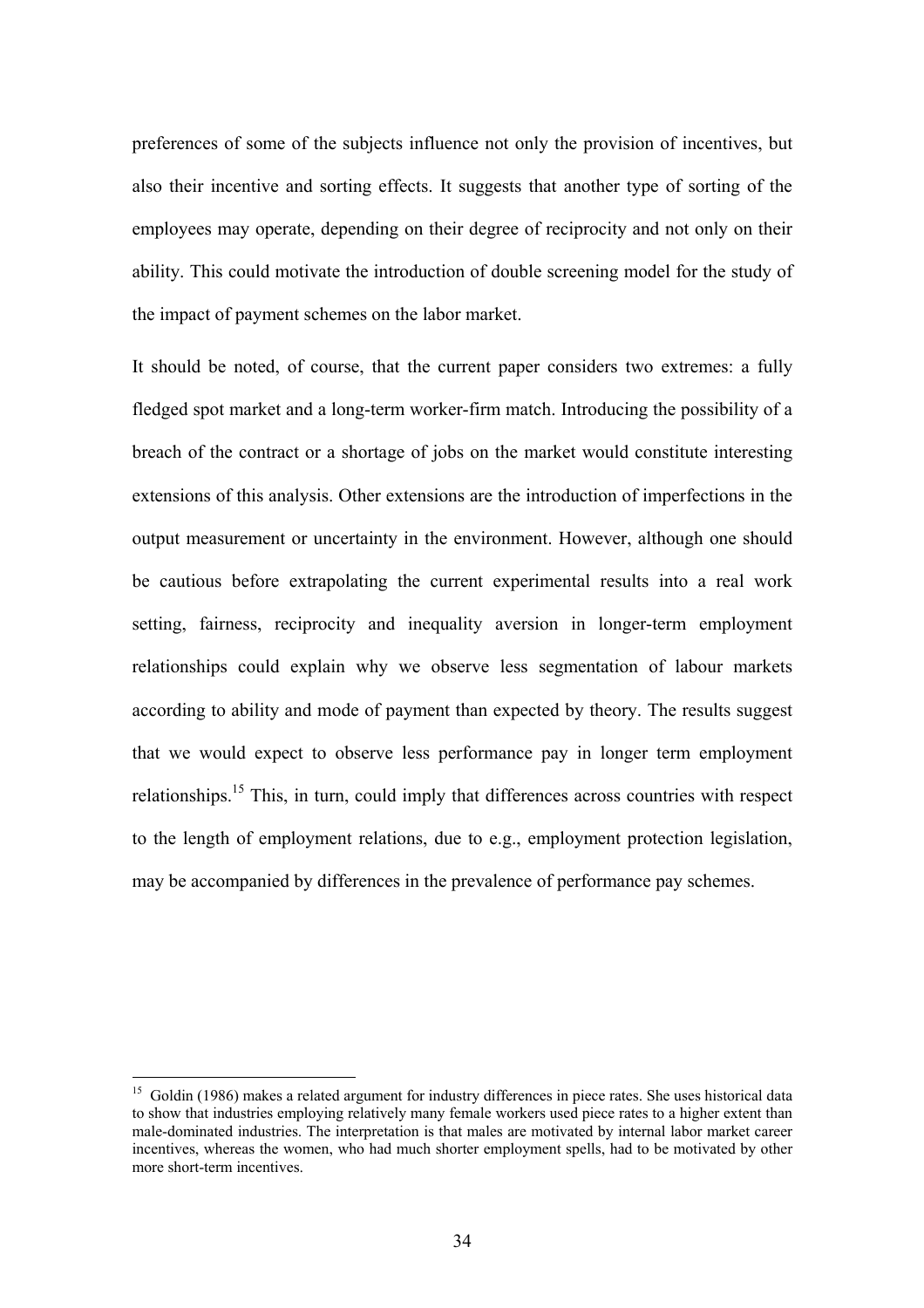preferences of some of the subjects influence not only the provision of incentives, but also their incentive and sorting effects. It suggests that another type of sorting of the employees may operate, depending on their degree of reciprocity and not only on their ability. This could motivate the introduction of double screening model for the study of the impact of payment schemes on the labor market.

It should be noted, of course, that the current paper considers two extremes: a fully fledged spot market and a long-term worker-firm match. Introducing the possibility of a breach of the contract or a shortage of jobs on the market would constitute interesting extensions of this analysis. Other extensions are the introduction of imperfections in the output measurement or uncertainty in the environment. However, although one should be cautious before extrapolating the current experimental results into a real work setting, fairness, reciprocity and inequality aversion in longer-term employment relationships could explain why we observe less segmentation of labour markets according to ability and mode of payment than expected by theory. The results suggest that we would expect to observe less performance pay in longer term employment relationships.[15] This, in turn, could imply that differences across countries with respect to the length of employment relations, due to e.g., employment protection legislation, may be accompanied by differences in the prevalence of performance pay schemes.

[15] Goldin (1986) makes a related argument for industry differences in piece rates. She uses historical data to show that industries employing relatively many female workers used piece rates to a higher extent than male-dominated industries. The interpretation is that males are motivated by internal labor market career incentives, whereas the women, who had much shorter employment spells, had to be motivated by other more short-term incentives.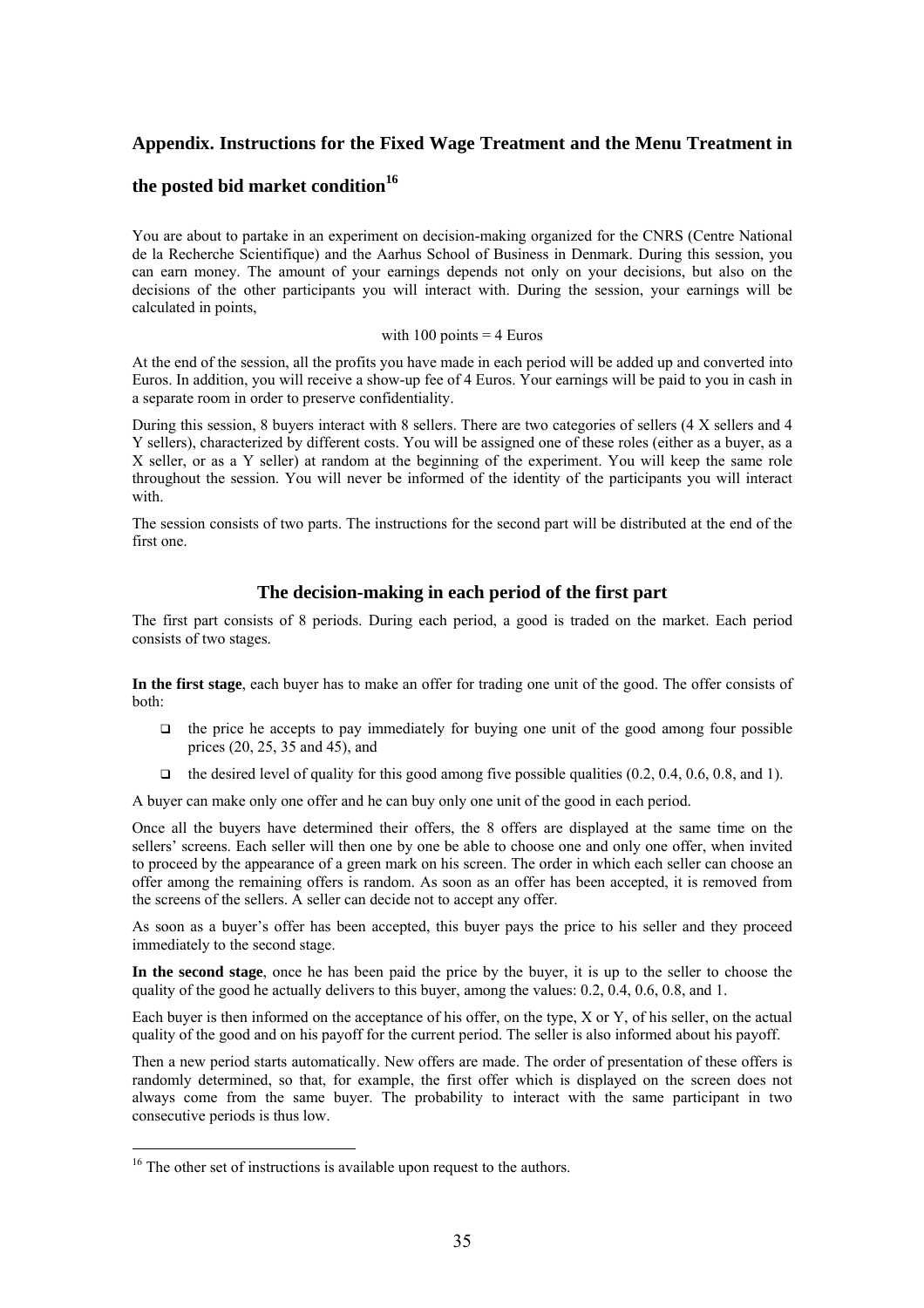## Appendix. Instructions for the Fixed Wage Treatment and the Menu Treatment in the posted bid market condition[16]

You are about to partake in an experiment on decision-making organized for the CNRS (Centre National de la Recherche Scientifique) and the Aarhus School of Business in Denmark. During this session, you can earn money. The amount of your earnings depends not only on your decisions, but also on the decisions of the other participants you will interact with. During the session, your earnings will be calculated in points,

with 100 points = 4 Euros

At the end of the session, all the profits you have made in each period will be added up and converted into Euros. In addition, you will receive a show-up fee of 4 Euros. Your earnings will be paid to you in cash in a separate room in order to preserve confidentiality.

During this session, 8 buyers interact with 8 sellers. There are two categories of sellers (4 X sellers and 4 Y sellers), characterized by different costs. You will be assigned one of these roles (either as a buyer, as a X seller, or as a Y seller) at random at the beginning of the experiment. You will keep the same role throughout the session. You will never be informed of the identity of the participants you will interact with.

The session consists of two parts. The instructions for the second part will be distributed at the end of the first one.

### The decision-making in each period of the first part

The first part consists of 8 periods. During each period, a good is traded on the market. Each period consists of two stages.

**In the first stage**, each buyer has to make an offer for trading one unit of the good. The offer consists of both:

- the price he accepts to pay immediately for buying one unit of the good among four possible prices (20, 25, 35 and 45), and
- the desired level of quality for this good among five possible qualities (0.2, 0.4, 0.6, 0.8, and 1).

A buyer can make only one offer and he can buy only one unit of the good in each period.

Once all the buyers have determined their offers, the 8 offers are displayed at the same time on the sellers' screens. Each seller will then one by one be able to choose one and only one offer, when invited to proceed by the appearance of a green mark on his screen. The order in which each seller can choose an offer among the remaining offers is random. As soon as an offer has been accepted, it is removed from the screens of the sellers. A seller can decide not to accept any offer.

As soon as a buyer's offer has been accepted, this buyer pays the price to his seller and they proceed immediately to the second stage.

**In the second stage**, once he has been paid the price by the buyer, it is up to the seller to choose the quality of the good he actually delivers to this buyer, among the values: 0.2, 0.4, 0.6, 0.8, and 1.

Each buyer is then informed on the acceptance of his offer, on the type, X or Y, of his seller, on the actual quality of the good and on his payoff for the current period. The seller is also informed about his payoff.

Then a new period starts automatically. New offers are made. The order of presentation of these offers is randomly determined, so that, for example, the first offer which is displayed on the screen does not always come from the same buyer. The probability to interact with the same participant in two consecutive periods is thus low.

---

[16] The other set of instructions is available upon request to the authors.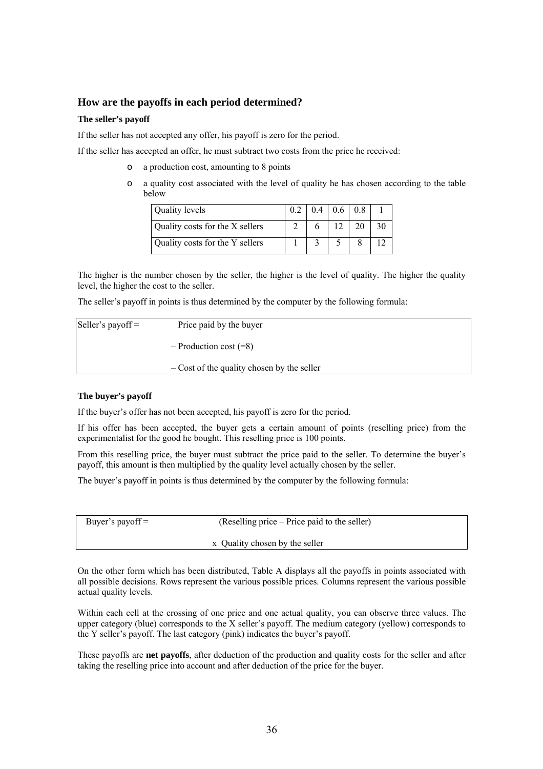## How are the payoffs in each period determined?

**The seller's payoff**

If the seller has not accepted any offer, his payoff is zero for the period.

If the seller has accepted an offer, he must subtract two costs from the price he received:

- a production cost, amounting to 8 points
- a quality cost associated with the level of quality he has chosen according to the table below

| Quality levels | 0.2 | 0.4 | 0.6 | 0.8 | 1 |
|---|---|---|---|---|---|
| Quality costs for the X sellers | 2 | 6 | 12 | 20 | 30 |
| Quality costs for the Y sellers | 1 | 3 | 5 | 8 | 12 |

The higher is the number chosen by the seller, the higher is the level of quality. The higher the quality level, the higher the cost to the seller.

The seller's payoff in points is thus determined by the computer by the following formula:

| Seller's payoff = | Price paid by the buyer |
|---|---|
| | – Production cost (=8) |
| | – Cost of the quality chosen by the seller |

**The buyer's payoff**

If the buyer's offer has not been accepted, his payoff is zero for the period.

If his offer has been accepted, the buyer gets a certain amount of points (reselling price) from the experimentalist for the good he bought. This reselling price is 100 points.

From this reselling price, the buyer must subtract the price paid to the seller. To determine the buyer's payoff, this amount is then multiplied by the quality level actually chosen by the seller.

The buyer's payoff in points is thus determined by the computer by the following formula:

| Buyer's payoff = | (Reselling price – Price paid to the seller) |
|---|---|
| | x Quality chosen by the seller |

On the other form which has been distributed, Table A displays all the payoffs in points associated with all possible decisions. Rows represent the various possible prices. Columns represent the various possible actual quality levels.

Within each cell at the crossing of one price and one actual quality, you can observe three values. The upper category (blue) corresponds to the X seller's payoff. The medium category (yellow) corresponds to the Y seller's payoff. The last category (pink) indicates the buyer's payoff.

These payoffs are **net payoffs**, after deduction of the production and quality costs for the seller and after taking the reselling price into account and after deduction of the price for the buyer.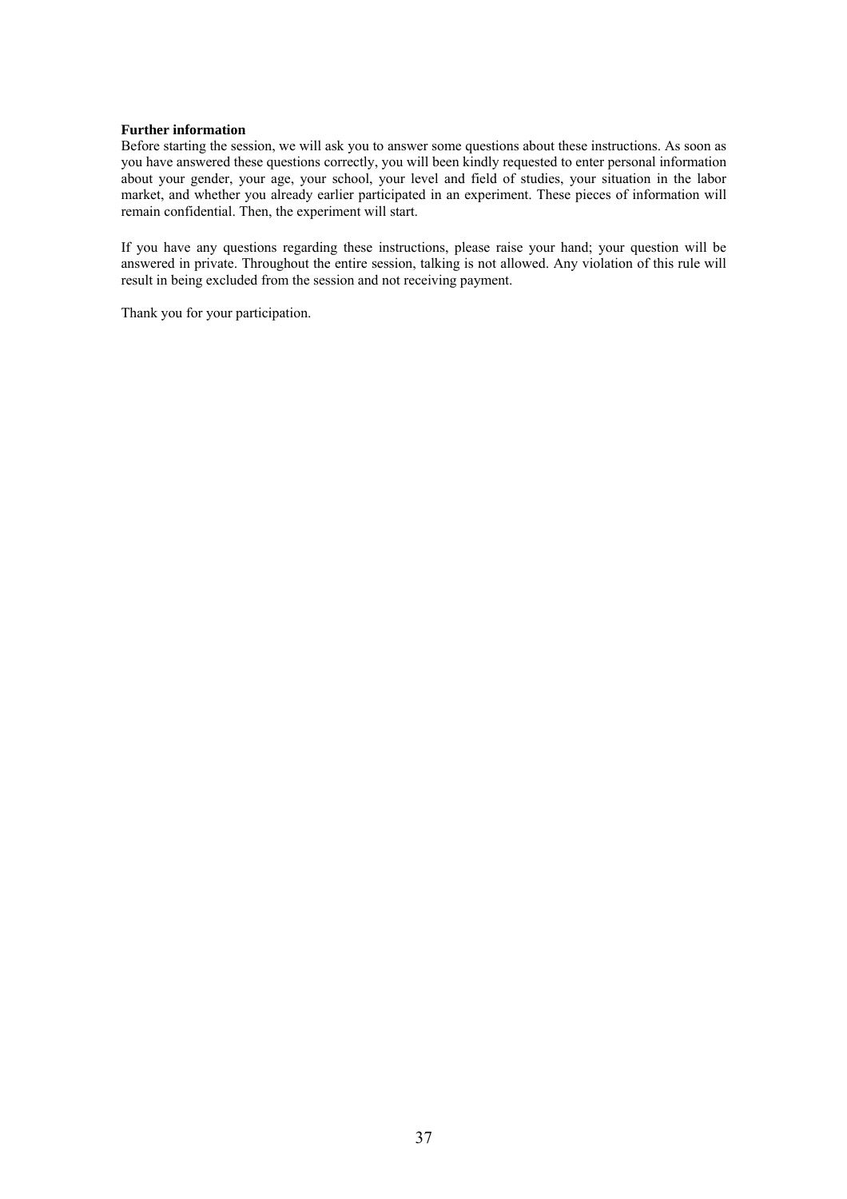**Further information**

Before starting the session, we will ask you to answer some questions about these instructions. As soon as you have answered these questions correctly, you will been kindly requested to enter personal information about your gender, your age, your school, your level and field of studies, your situation in the labor market, and whether you already earlier participated in an experiment. These pieces of information will remain confidential. Then, the experiment will start.

If you have any questions regarding these instructions, please raise your hand; your question will be answered in private. Throughout the entire session, talking is not allowed. Any violation of this rule will result in being excluded from the session and not receiving payment.

Thank you for your participation.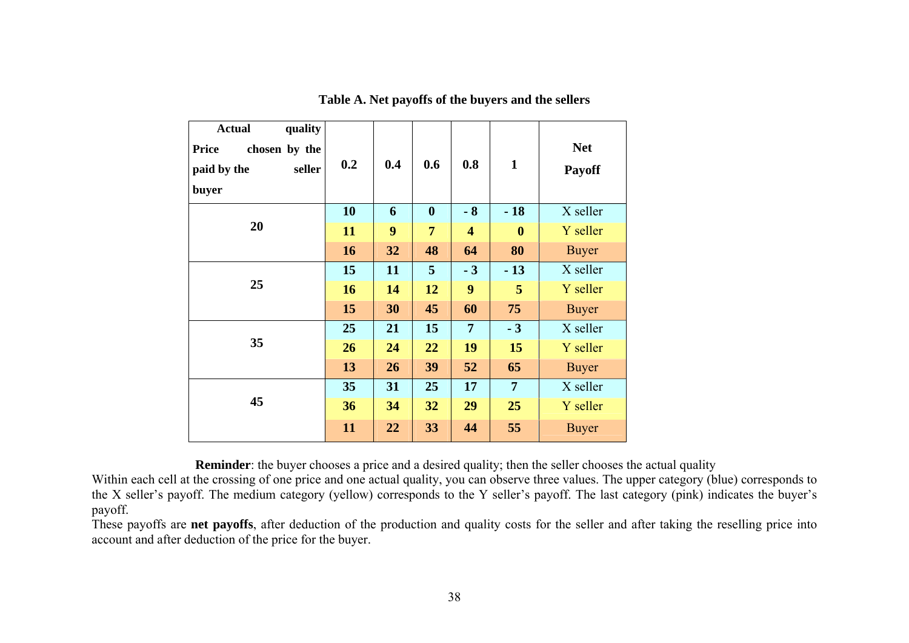**Table A. Net payoffs of the buyers and the sellers**

| Price paid by the buyer \ Actual quality chosen by the seller | 0.2 | 0.4 | 0.6 | 0.8 | 1 | Net Payoff |
|---|---|---|---|---|---|---|
| 20 | 10 | 6 | 0 | - 8 | - 18 | X seller |
| | 11 | 9 | 7 | 4 | 0 | Y seller |
| | 16 | 32 | 48 | 64 | 80 | Buyer |
| 25 | 15 | 11 | 5 | - 3 | - 13 | X seller |
| | 16 | 14 | 12 | 9 | 5 | Y seller |
| | 15 | 30 | 45 | 60 | 75 | Buyer |
| 35 | 25 | 21 | 15 | 7 | - 3 | X seller |
| | 26 | 24 | 22 | 19 | 15 | Y seller |
| | 13 | 26 | 39 | 52 | 65 | Buyer |
| 45 | 35 | 31 | 25 | 17 | 7 | X seller |
| | 36 | 34 | 32 | 29 | 25 | Y seller |
| | 11 | 22 | 33 | 44 | 55 | Buyer |

**Reminder**: the buyer chooses a price and a desired quality; then the seller chooses the actual quality

Within each cell at the crossing of one price and one actual quality, you can observe three values. The upper category (blue) corresponds to the X seller's payoff. The medium category (yellow) corresponds to the Y seller's payoff. The last category (pink) indicates the buyer's payoff.

These payoffs are **net payoffs**, after deduction of the production and quality costs for the seller and after taking the reselling price into account and after deduction of the price for the buyer.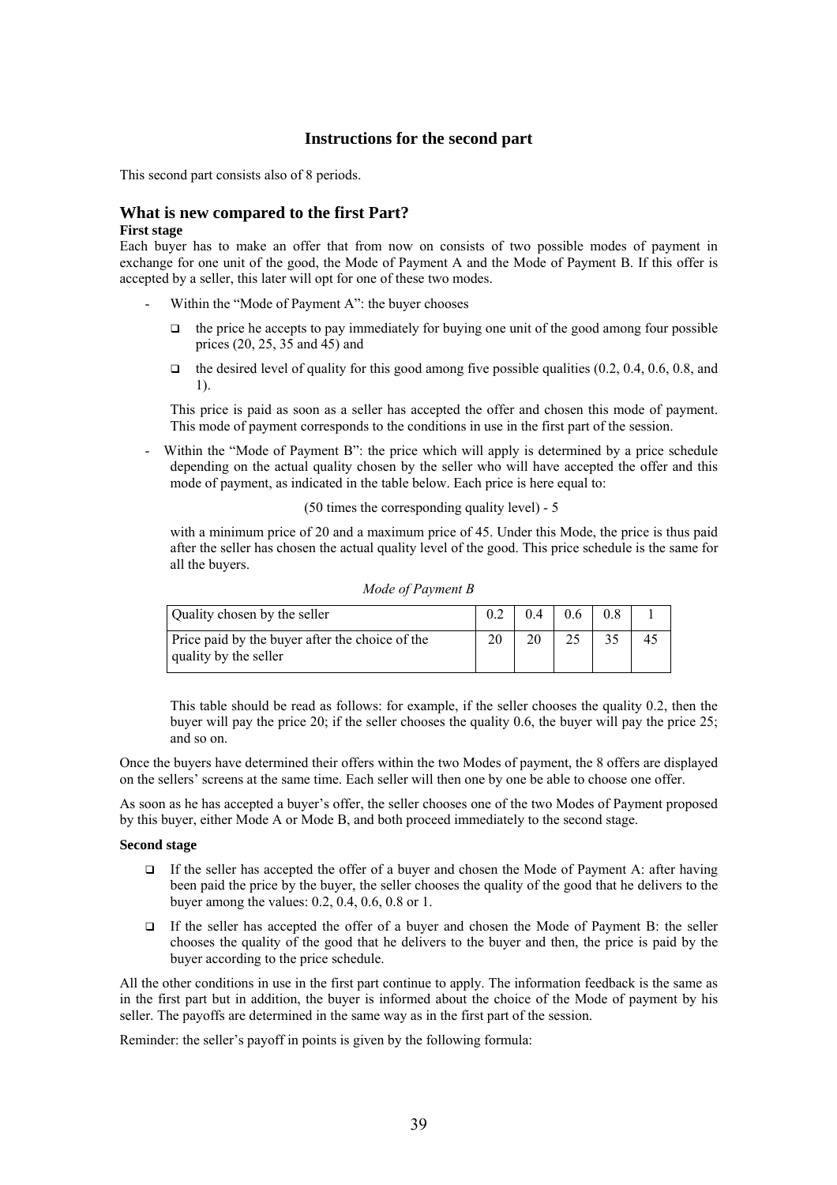## Instructions for the second part

This second part consists also of 8 periods.

### What is new compared to the first Part?

**First stage**

Each buyer has to make an offer that from now on consists of two possible modes of payment in exchange for one unit of the good, the Mode of Payment A and the Mode of Payment B. If this offer is accepted by a seller, this later will opt for one of these two modes.

- Within the "Mode of Payment A": the buyer chooses
  - the price he accepts to pay immediately for buying one unit of the good among four possible prices (20, 25, 35 and 45) and
  - the desired level of quality for this good among five possible qualities (0.2, 0.4, 0.6, 0.8, and 1).

  This price is paid as soon as a seller has accepted the offer and chosen this mode of payment. This mode of payment corresponds to the conditions in use in the first part of the session.

- Within the "Mode of Payment B": the price which will apply is determined by a price schedule depending on the actual quality chosen by the seller who will have accepted the offer and this mode of payment, as indicated in the table below. Each price is here equal to:

  (50 times the corresponding quality level) - 5

  with a minimum price of 20 and a maximum price of 45. Under this Mode, the price is thus paid after the seller has chosen the actual quality level of the good. This price schedule is the same for all the buyers.

*Mode of Payment B*

| Quality chosen by the seller | 0.2 | 0.4 | 0.6 | 0.8 | 1 |
|---|---|---|---|---|---|
| Price paid by the buyer after the choice of the quality by the seller | 20 | 20 | 25 | 35 | 45 |

This table should be read as follows: for example, if the seller chooses the quality 0.2, then the buyer will pay the price 20; if the seller chooses the quality 0.6, the buyer will pay the price 25; and so on.

Once the buyers have determined their offers within the two Modes of payment, the 8 offers are displayed on the sellers' screens at the same time. Each seller will then one by one be able to choose one offer.

As soon as he has accepted a buyer's offer, the seller chooses one of the two Modes of Payment proposed by this buyer, either Mode A or Mode B, and both proceed immediately to the second stage.

**Second stage**

- If the seller has accepted the offer of a buyer and chosen the Mode of Payment A: after having been paid the price by the buyer, the seller chooses the quality of the good that he delivers to the buyer among the values: 0.2, 0.4, 0.6, 0.8 or 1.
- If the seller has accepted the offer of a buyer and chosen the Mode of Payment B: the seller chooses the quality of the good that he delivers to the buyer and then, the price is paid by the buyer according to the price schedule.

All the other conditions in use in the first part continue to apply. The information feedback is the same as in the first part but in addition, the buyer is informed about the choice of the Mode of payment by his seller. The payoffs are determined in the same way as in the first part of the session.

Reminder: the seller's payoff in points is given by the following formula: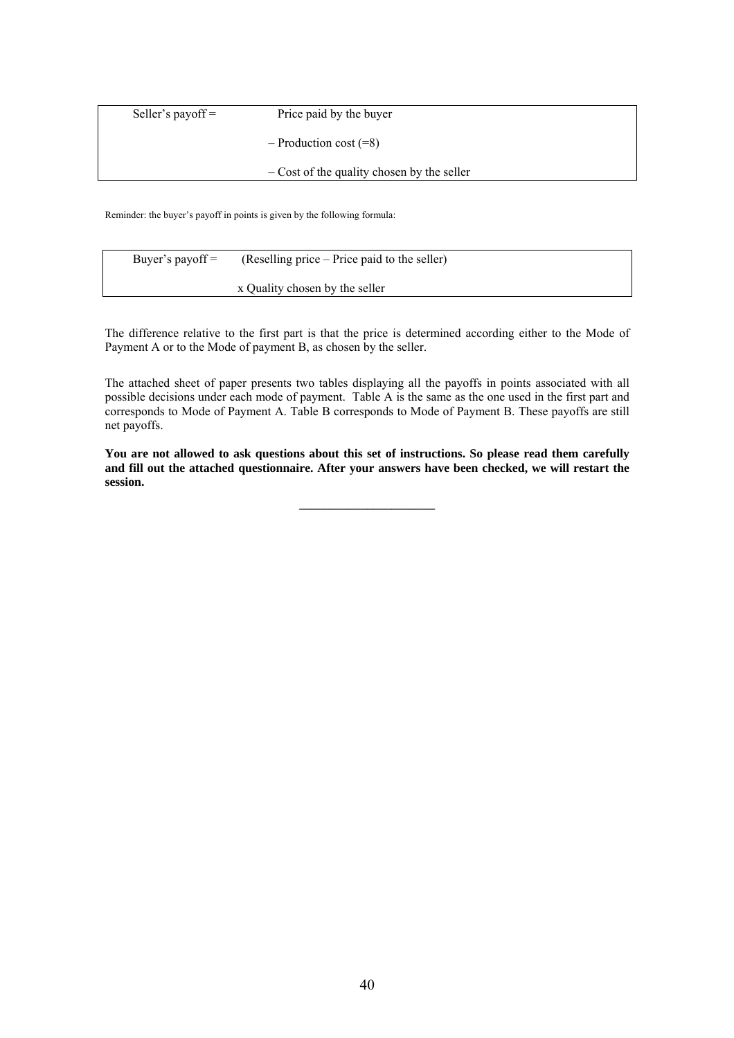| Seller's payoff = | Price paid by the buyer |
|---|---|
| | – Production cost (=8) |
| | – Cost of the quality chosen by the seller |

Reminder: the buyer's payoff in points is given by the following formula:

| Buyer's payoff = | (Reselling price – Price paid to the seller) |
|---|---|
| | x Quality chosen by the seller |

The difference relative to the first part is that the price is determined according either to the Mode of Payment A or to the Mode of payment B, as chosen by the seller.

The attached sheet of paper presents two tables displaying all the payoffs in points associated with all possible decisions under each mode of payment. Table A is the same as the one used in the first part and corresponds to Mode of Payment A. Table B corresponds to Mode of Payment B. These payoffs are still net payoffs.

**You are not allowed to ask questions about this set of instructions. So please read them carefully and fill out the attached questionnaire. After your answers have been checked, we will restart the session.**

---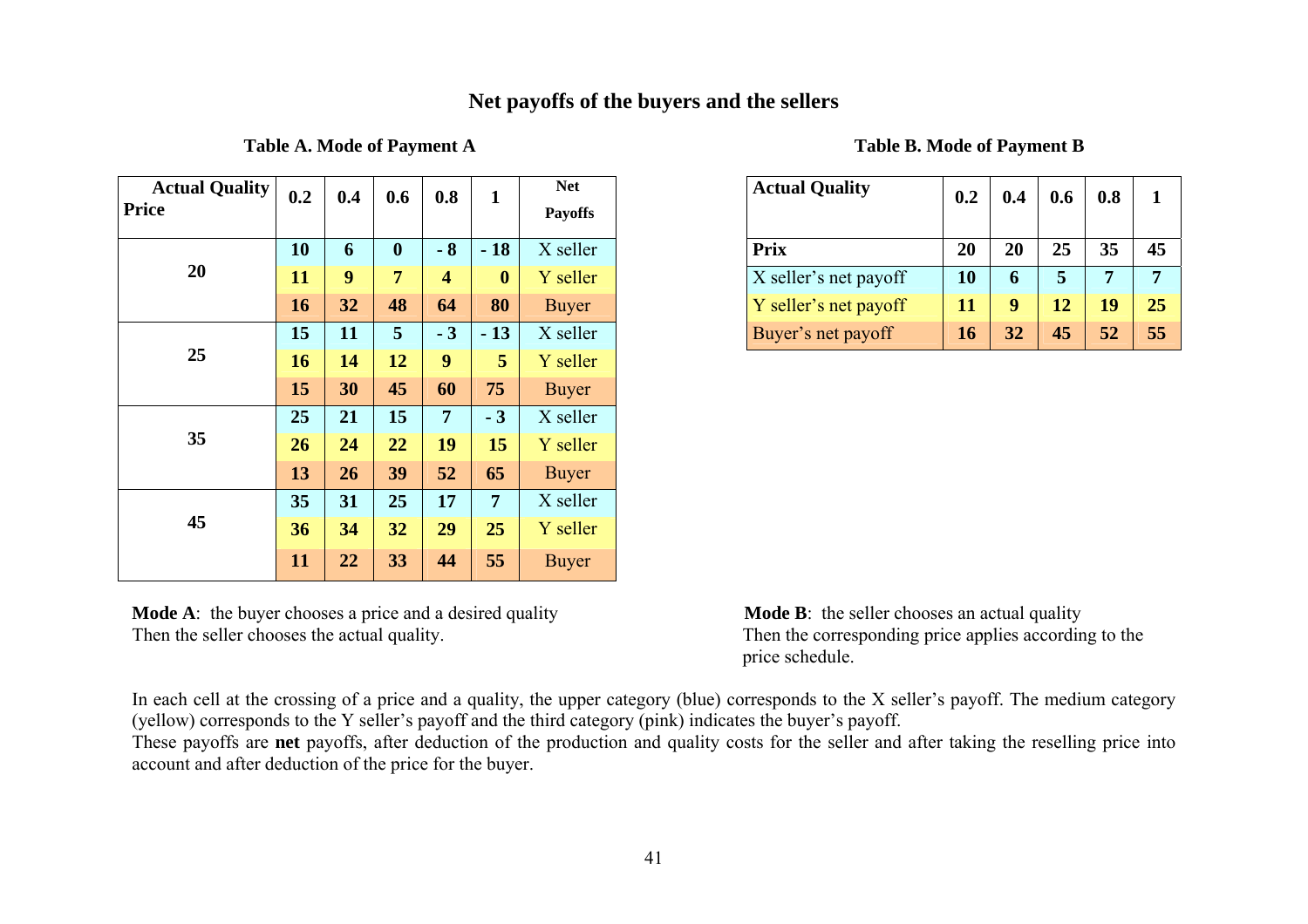## Net payoffs of the buyers and the sellers

### Table A. Mode of Payment A

| Actual Quality / Price | 0.2 | 0.4 | 0.6 | 0.8 | 1 | Net Payoffs |
|---|---|---|---|---|---|---|
| 20 | **10** | **6** | **0** | **- 8** | **- 18** | X seller |
| | **11** | **9** | **7** | **4** | **0** | Y seller |
| | **16** | **32** | **48** | **64** | **80** | Buyer |
| 25 | **15** | **11** | **5** | **- 3** | **- 13** | X seller |
| | **16** | **14** | **12** | **9** | **5** | Y seller |
| | **15** | **30** | **45** | **60** | **75** | Buyer |
| 35 | **25** | **21** | **15** | **7** | **- 3** | X seller |
| | **26** | **24** | **22** | **19** | **15** | Y seller |
| | **13** | **26** | **39** | **52** | **65** | Buyer |
| 45 | **35** | **31** | **25** | **17** | **7** | X seller |
| | **36** | **34** | **32** | **29** | **25** | Y seller |
| | **11** | **22** | **33** | **44** | **55** | Buyer |

**Mode A**: the buyer chooses a price and a desired quality
Then the seller chooses the actual quality.

### Table B. Mode of Payment B

| Actual Quality | 0.2 | 0.4 | 0.6 | 0.8 | 1 |
|---|---|---|---|---|---|
| **Prix** | **20** | **20** | **25** | **35** | **45** |
| X seller's net payoff | **10** | **6** | **5** | **7** | **7** |
| Y seller's net payoff | **11** | **9** | **12** | **19** | **25** |
| Buyer's net payoff | **16** | **32** | **45** | **52** | **55** |

**Mode B**: the seller chooses an actual quality
Then the corresponding price applies according to the price schedule.

In each cell at the crossing of a price and a quality, the upper category (blue) corresponds to the X seller's payoff. The medium category (yellow) corresponds to the Y seller's payoff and the third category (pink) indicates the buyer's payoff.
These payoffs are **net** payoffs, after deduction of the production and quality costs for the seller and after taking the reselling price into account and after deduction of the price for the buyer.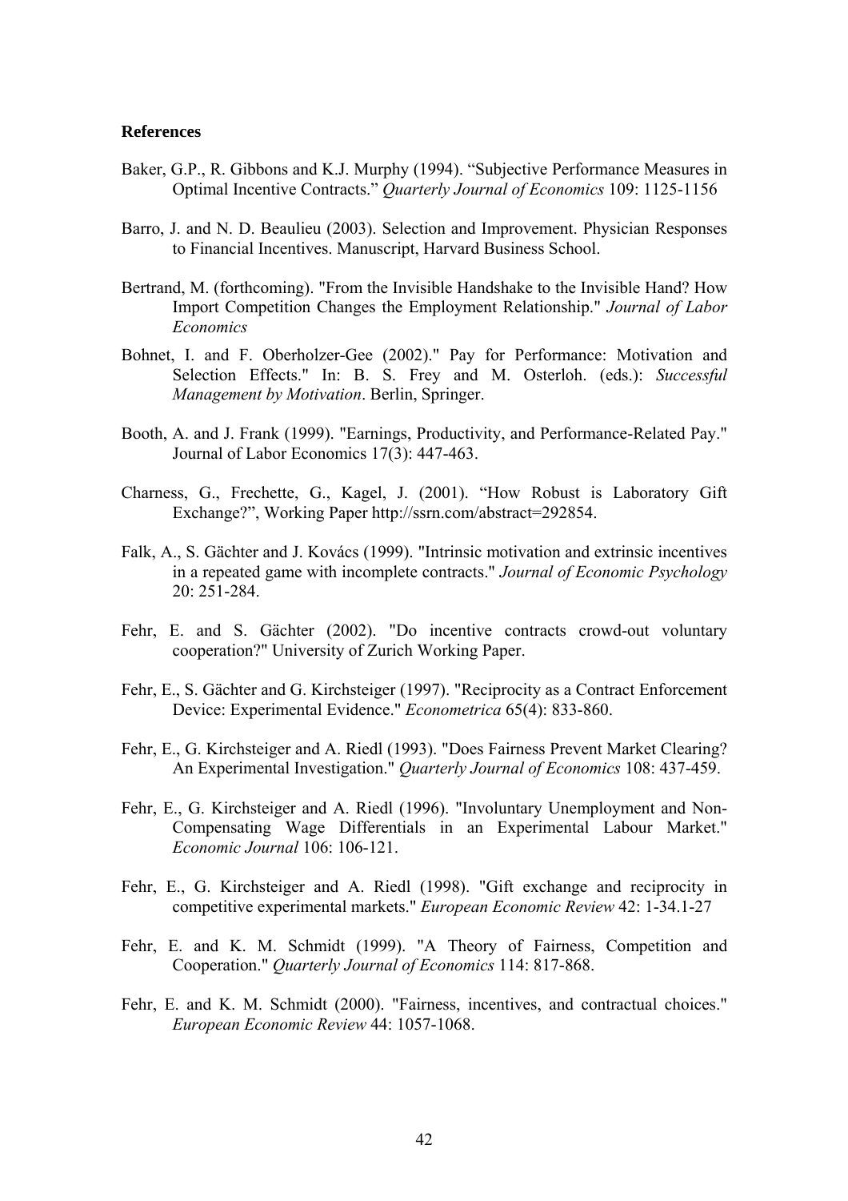**References**

Baker, G.P., R. Gibbons and K.J. Murphy (1994). "Subjective Performance Measures in Optimal Incentive Contracts." *Quarterly Journal of Economics* 109: 1125-1156

Barro, J. and N. D. Beaulieu (2003). Selection and Improvement. Physician Responses to Financial Incentives. Manuscript, Harvard Business School.

Bertrand, M. (forthcoming). "From the Invisible Handshake to the Invisible Hand? How Import Competition Changes the Employment Relationship." *Journal of Labor Economics*

Bohnet, I. and F. Oberholzer-Gee (2002)." Pay for Performance: Motivation and Selection Effects." In: B. S. Frey and M. Osterloh. (eds.): *Successful Management by Motivation*. Berlin, Springer.

Booth, A. and J. Frank (1999). "Earnings, Productivity, and Performance-Related Pay." Journal of Labor Economics 17(3): 447-463.

Charness, G., Frechette, G., Kagel, J. (2001). "How Robust is Laboratory Gift Exchange?", Working Paper http://ssrn.com/abstract=292854.

Falk, A., S. Gächter and J. Kovács (1999). "Intrinsic motivation and extrinsic incentives in a repeated game with incomplete contracts." *Journal of Economic Psychology* 20: 251-284.

Fehr, E. and S. Gächter (2002). "Do incentive contracts crowd-out voluntary cooperation?" University of Zurich Working Paper.

Fehr, E., S. Gächter and G. Kirchsteiger (1997). "Reciprocity as a Contract Enforcement Device: Experimental Evidence." *Econometrica* 65(4): 833-860.

Fehr, E., G. Kirchsteiger and A. Riedl (1993). "Does Fairness Prevent Market Clearing? An Experimental Investigation." *Quarterly Journal of Economics* 108: 437-459.

Fehr, E., G. Kirchsteiger and A. Riedl (1996). "Involuntary Unemployment and Non-Compensating Wage Differentials in an Experimental Labour Market." *Economic Journal* 106: 106-121.

Fehr, E., G. Kirchsteiger and A. Riedl (1998). "Gift exchange and reciprocity in competitive experimental markets." *European Economic Review* 42: 1-34.1-27

Fehr, E. and K. M. Schmidt (1999). "A Theory of Fairness, Competition and Cooperation." *Quarterly Journal of Economics* 114: 817-868.

Fehr, E. and K. M. Schmidt (2000). "Fairness, incentives, and contractual choices." *European Economic Review* 44: 1057-1068.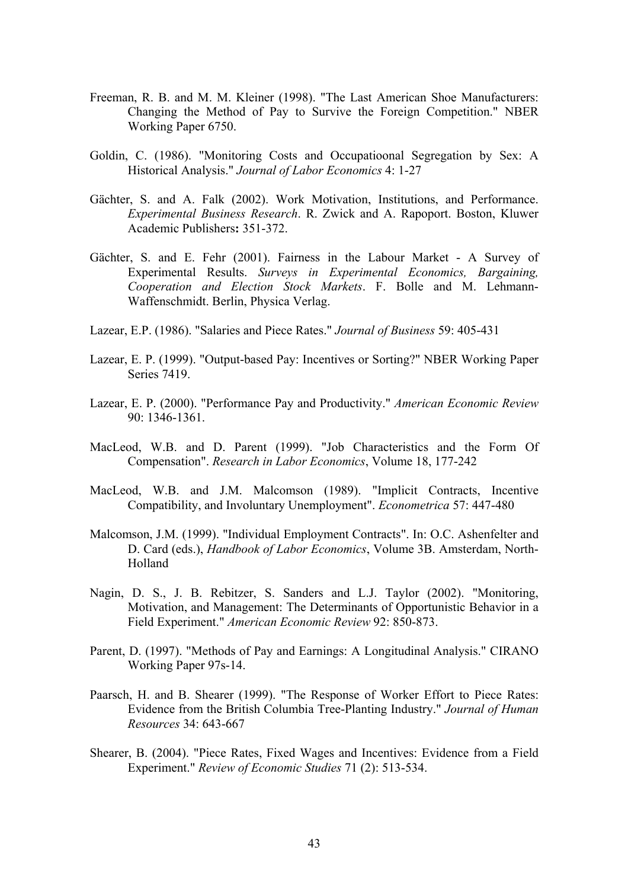Freeman, R. B. and M. M. Kleiner (1998). "The Last American Shoe Manufacturers: Changing the Method of Pay to Survive the Foreign Competition." NBER Working Paper 6750.

Goldin, C. (1986). "Monitoring Costs and Occupatioonal Segregation by Sex: A Historical Analysis." *Journal of Labor Economics* 4: 1-27

Gächter, S. and A. Falk (2002). Work Motivation, Institutions, and Performance. *Experimental Business Research*. R. Zwick and A. Rapoport. Boston, Kluwer Academic Publishers**:** 351-372.

Gächter, S. and E. Fehr (2001). Fairness in the Labour Market - A Survey of Experimental Results. *Surveys in Experimental Economics, Bargaining, Cooperation and Election Stock Markets*. F. Bolle and M. Lehmann-Waffenschmidt. Berlin, Physica Verlag.

Lazear, E.P. (1986). "Salaries and Piece Rates." *Journal of Business* 59: 405-431

Lazear, E. P. (1999). "Output-based Pay: Incentives or Sorting?" NBER Working Paper Series 7419.

Lazear, E. P. (2000). "Performance Pay and Productivity." *American Economic Review* 90: 1346-1361.

MacLeod, W.B. and D. Parent (1999). "Job Characteristics and the Form Of Compensation". *Research in Labor Economics*, Volume 18, 177-242

MacLeod, W.B. and J.M. Malcomson (1989). "Implicit Contracts, Incentive Compatibility, and Involuntary Unemployment". *Econometrica* 57: 447-480

Malcomson, J.M. (1999). "Individual Employment Contracts". In: O.C. Ashenfelter and D. Card (eds.), *Handbook of Labor Economics*, Volume 3B. Amsterdam, North-Holland

Nagin, D. S., J. B. Rebitzer, S. Sanders and L.J. Taylor (2002). "Monitoring, Motivation, and Management: The Determinants of Opportunistic Behavior in a Field Experiment." *American Economic Review* 92: 850-873.

Parent, D. (1997). "Methods of Pay and Earnings: A Longitudinal Analysis." CIRANO Working Paper 97s-14.

Paarsch, H. and B. Shearer (1999). "The Response of Worker Effort to Piece Rates: Evidence from the British Columbia Tree-Planting Industry." *Journal of Human Resources* 34: 643-667

Shearer, B. (2004). "Piece Rates, Fixed Wages and Incentives: Evidence from a Field Experiment." *Review of Economic Studies* 71 (2): 513-534.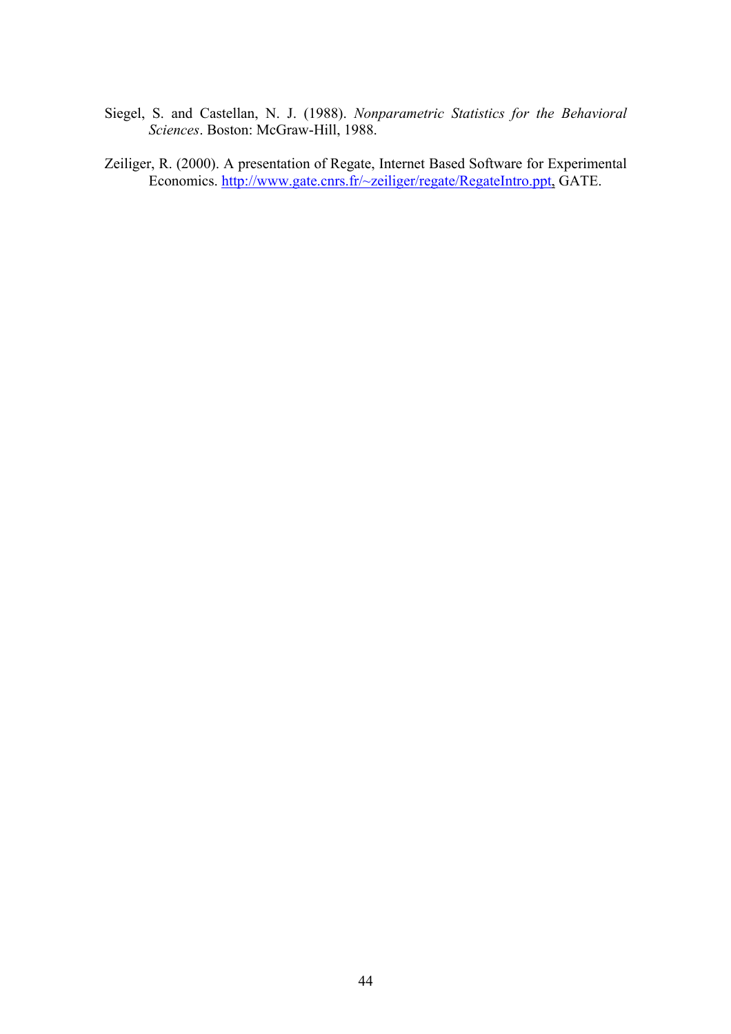Siegel, S. and Castellan, N. J. (1988). *Nonparametric Statistics for the Behavioral Sciences*. Boston: McGraw-Hill, 1988.

Zeiliger, R. (2000). A presentation of Regate, Internet Based Software for Experimental Economics. http://www.gate.cnrs.fr/~zeiliger/regate/RegateIntro.ppt, GATE.